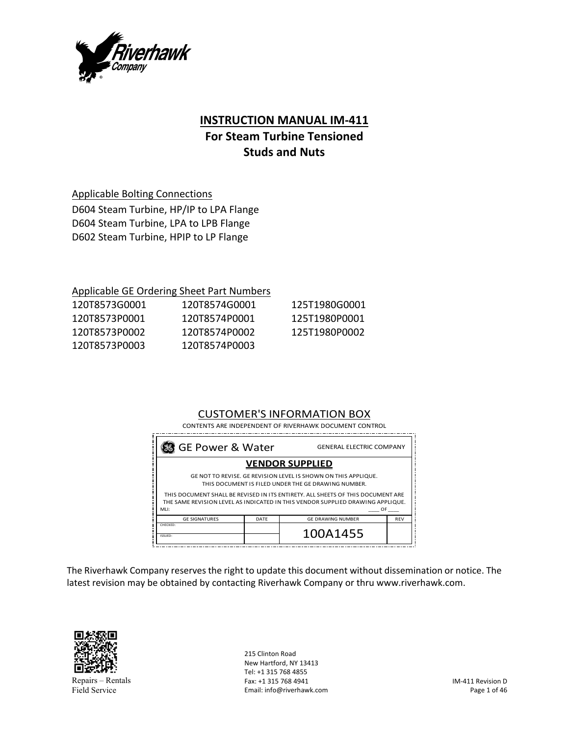Riverhawk Company

# INSTRUCTION MANUAL IM-411
## For Steam Turbine Tensioned Studs and Nuts

Applicable Bolting Connections

D604 Steam Turbine, HP/IP to LPA Flange
D604 Steam Turbine, LPA to LPB Flange
D602 Steam Turbine, HPIP to LP Flange

Applicable GE Ordering Sheet Part Numbers

| | | |
|---|---|---|
| 120T8573G0001 | 120T8574G0001 | 125T1980G0001 |
| 120T8573P0001 | 120T8574P0001 | 125T1980P0001 |
| 120T8573P0002 | 120T8574P0002 | 125T1980P0002 |
| 120T8573P0003 | 120T8574P0003 | |

CUSTOMER'S INFORMATION BOX

CONTENTS ARE INDEPENDENT OF RIVERHAWK DOCUMENT CONTROL

GE Power & Water — GENERAL ELECTRIC COMPANY

**VENDOR SUPPLIED**

GE NOT TO REVISE. GE REVISION LEVEL IS SHOWN ON THIS APPLIQUE. THIS DOCUMENT IS FILED UNDER THE GE DRAWING NUMBER.

THIS DOCUMENT SHALL BE REVISED IN ITS ENTIRETY. ALL SHEETS OF THIS DOCUMENT ARE THE SAME REVISION LEVEL AS INDICATED IN THIS VENDOR SUPPLIED DRAWING APPLIQUE.

MLI: ____ OF ____

| GE SIGNATURES | DATE | GE DRAWING NUMBER | REV |
|---|---|---|---|
| CHECKED: | | 100A1455 | |
| ISSUED: | | | |

The Riverhawk Company reserves the right to update this document without dissemination or notice. The latest revision may be obtained by contacting Riverhawk Company or thru www.riverhawk.com.

Repairs – Rentals
Field Service

215 Clinton Road
New Hartford, NY 13413
Tel: +1 315 768 4855
Fax: +1 315 768 4941
Email: info@riverhawk.com

IM-411 Revision D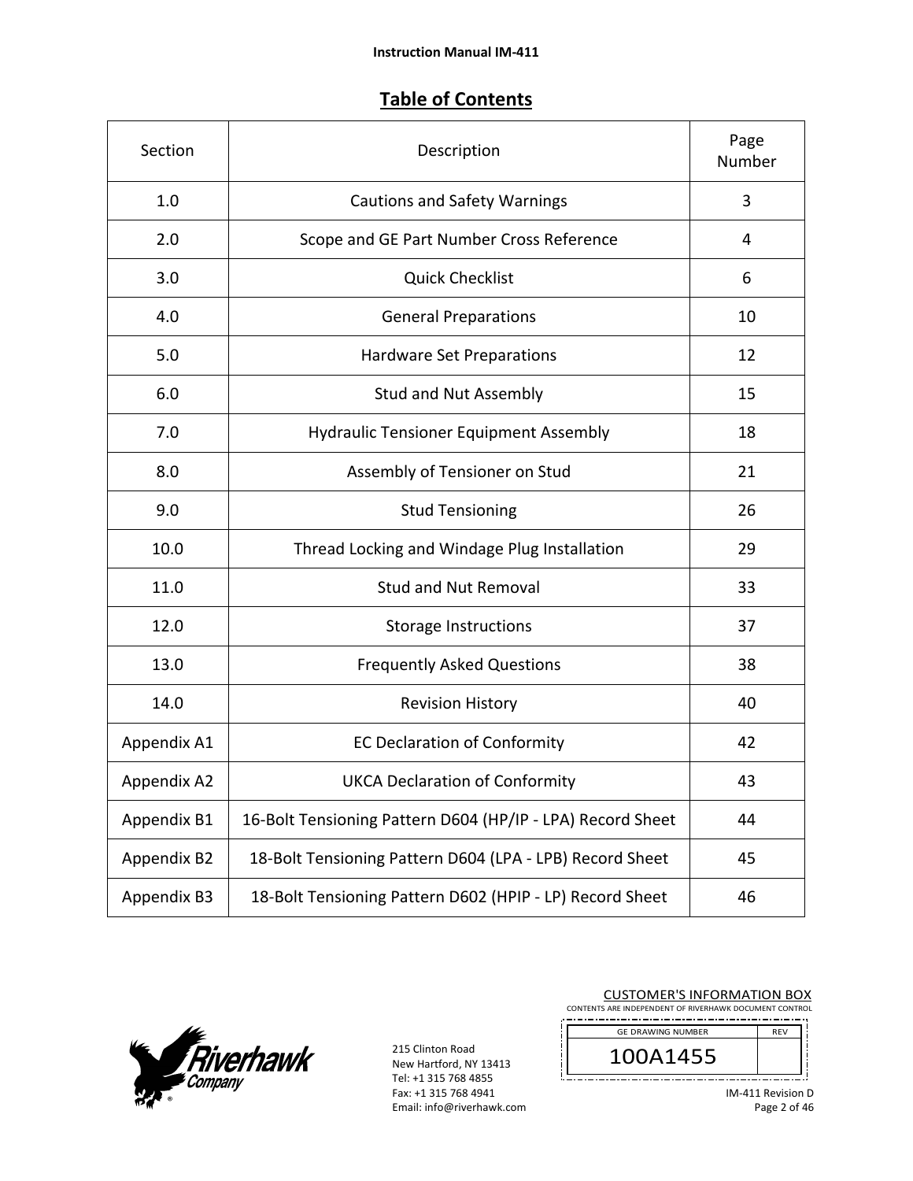# Table of Contents

| Section | Description | Page Number |
|---|---|---|
| 1.0 | Cautions and Safety Warnings | 3 |
| 2.0 | Scope and GE Part Number Cross Reference | 4 |
| 3.0 | Quick Checklist | 6 |
| 4.0 | General Preparations | 10 |
| 5.0 | Hardware Set Preparations | 12 |
| 6.0 | Stud and Nut Assembly | 15 |
| 7.0 | Hydraulic Tensioner Equipment Assembly | 18 |
| 8.0 | Assembly of Tensioner on Stud | 21 |
| 9.0 | Stud Tensioning | 26 |
| 10.0 | Thread Locking and Windage Plug Installation | 29 |
| 11.0 | Stud and Nut Removal | 33 |
| 12.0 | Storage Instructions | 37 |
| 13.0 | Frequently Asked Questions | 38 |
| 14.0 | Revision History | 40 |
| Appendix A1 | EC Declaration of Conformity | 42 |
| Appendix A2 | UKCA Declaration of Conformity | 43 |
| Appendix B1 | 16-Bolt Tensioning Pattern D604 (HP/IP - LPA) Record Sheet | 44 |
| Appendix B2 | 18-Bolt Tensioning Pattern D604 (LPA - LPB) Record Sheet | 45 |
| Appendix B3 | 18-Bolt Tensioning Pattern D602 (HPIP - LP) Record Sheet | 46 |

215 Clinton Road
New Hartford, NY 13413
Tel: +1 315 768 4855
Fax: +1 315 768 4941
Email: info@riverhawk.com

CUSTOMER'S INFORMATION BOX
CONTENTS ARE INDEPENDENT OF RIVERHAWK DOCUMENT CONTROL

| GE DRAWING NUMBER | REV |
|---|---|
| 100A1455 | |

IM-411 Revision D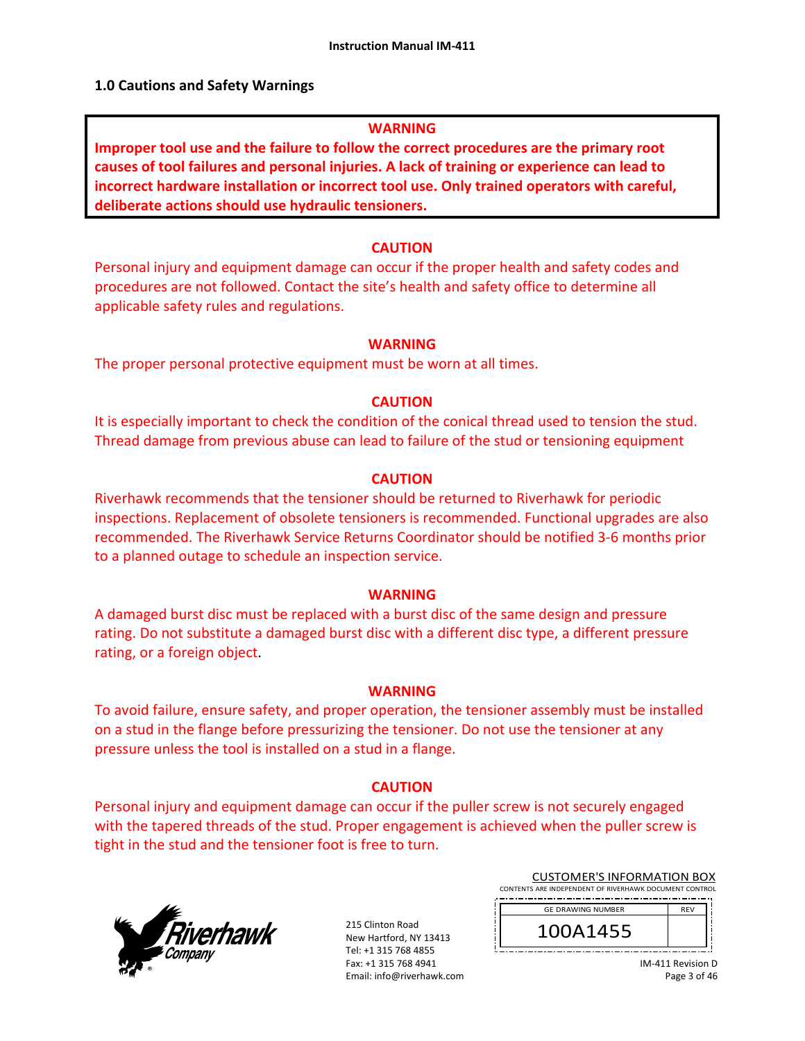## 1.0 Cautions and Safety Warnings

**WARNING**

**Improper tool use and the failure to follow the correct procedures are the primary root causes of tool failures and personal injuries. A lack of training or experience can lead to incorrect hardware installation or incorrect tool use. Only trained operators with careful, deliberate actions should use hydraulic tensioners.**

**CAUTION**

Personal injury and equipment damage can occur if the proper health and safety codes and procedures are not followed. Contact the site's health and safety office to determine all applicable safety rules and regulations.

**WARNING**

The proper personal protective equipment must be worn at all times.

**CAUTION**

It is especially important to check the condition of the conical thread used to tension the stud. Thread damage from previous abuse can lead to failure of the stud or tensioning equipment

**CAUTION**

Riverhawk recommends that the tensioner should be returned to Riverhawk for periodic inspections. Replacement of obsolete tensioners is recommended. Functional upgrades are also recommended. The Riverhawk Service Returns Coordinator should be notified 3-6 months prior to a planned outage to schedule an inspection service.

**WARNING**

A damaged burst disc must be replaced with a burst disc of the same design and pressure rating. Do not substitute a damaged burst disc with a different disc type, a different pressure rating, or a foreign object.

**WARNING**

To avoid failure, ensure safety, and proper operation, the tensioner assembly must be installed on a stud in the flange before pressurizing the tensioner. Do not use the tensioner at any pressure unless the tool is installed on a stud in a flange.

**CAUTION**

Personal injury and equipment damage can occur if the puller screw is not securely engaged with the tapered threads of the stud. Proper engagement is achieved when the puller screw is tight in the stud and the tensioner foot is free to turn.

215 Clinton Road
New Hartford, NY 13413
Tel: +1 315 768 4855
Fax: +1 315 768 4941
Email: info@riverhawk.com

CUSTOMER'S INFORMATION BOX
CONTENTS ARE INDEPENDENT OF RIVERHAWK DOCUMENT CONTROL

| GE DRAWING NUMBER | REV |
|---|---|
| 100A1455 | |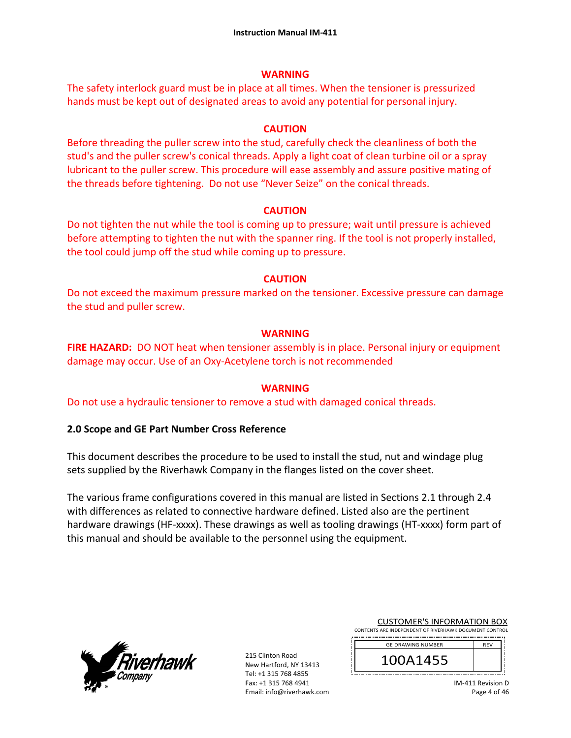**WARNING**

The safety interlock guard must be in place at all times. When the tensioner is pressurized hands must be kept out of designated areas to avoid any potential for personal injury.

**CAUTION**

Before threading the puller screw into the stud, carefully check the cleanliness of both the stud's and the puller screw's conical threads. Apply a light coat of clean turbine oil or a spray lubricant to the puller screw. This procedure will ease assembly and assure positive mating of the threads before tightening. Do not use "Never Seize" on the conical threads.

**CAUTION**

Do not tighten the nut while the tool is coming up to pressure; wait until pressure is achieved before attempting to tighten the nut with the spanner ring. If the tool is not properly installed, the tool could jump off the stud while coming up to pressure.

**CAUTION**

Do not exceed the maximum pressure marked on the tensioner. Excessive pressure can damage the stud and puller screw.

**WARNING**

**FIRE HAZARD:** DO NOT heat when tensioner assembly is in place. Personal injury or equipment damage may occur. Use of an Oxy-Acetylene torch is not recommended

**WARNING**

Do not use a hydraulic tensioner to remove a stud with damaged conical threads.

## 2.0 Scope and GE Part Number Cross Reference

This document describes the procedure to be used to install the stud, nut and windage plug sets supplied by the Riverhawk Company in the flanges listed on the cover sheet.

The various frame configurations covered in this manual are listed in Sections 2.1 through 2.4 with differences as related to connective hardware defined. Listed also are the pertinent hardware drawings (HF-xxxx). These drawings as well as tooling drawings (HT-xxxx) form part of this manual and should be available to the personnel using the equipment.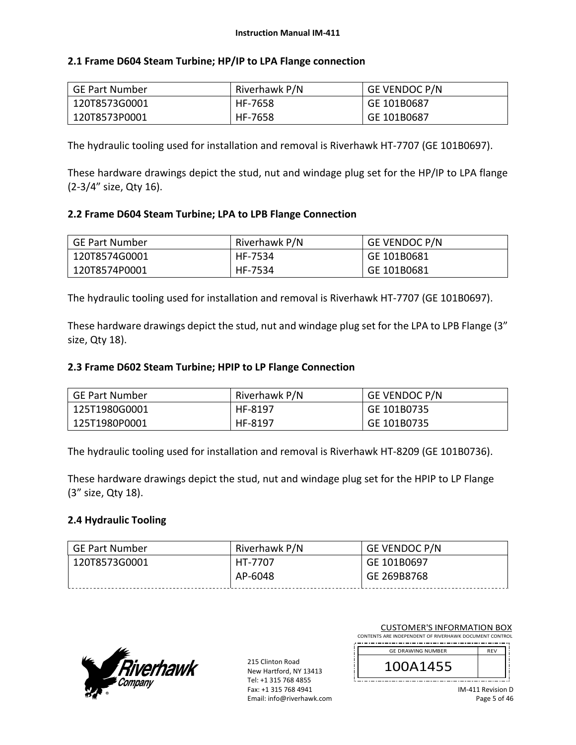## 2.1 Frame D604 Steam Turbine; HP/IP to LPA Flange connection

| GE Part Number | Riverhawk P/N | GE VENDOC P/N |
|---|---|---|
| 120T8573G0001<br>120T8573P0001 | HF-7658<br>HF-7658 | GE 101B0687<br>GE 101B0687 |

The hydraulic tooling used for installation and removal is Riverhawk HT-7707 (GE 101B0697).

These hardware drawings depict the stud, nut and windage plug set for the HP/IP to LPA flange (2-3/4" size, Qty 16).

## 2.2 Frame D604 Steam Turbine; LPA to LPB Flange Connection

| GE Part Number | Riverhawk P/N | GE VENDOC P/N |
|---|---|---|
| 120T8574G0001<br>120T8574P0001 | HF-7534<br>HF-7534 | GE 101B0681<br>GE 101B0681 |

The hydraulic tooling used for installation and removal is Riverhawk HT-7707 (GE 101B0697).

These hardware drawings depict the stud, nut and windage plug set for the LPA to LPB Flange (3" size, Qty 18).

## 2.3 Frame D602 Steam Turbine; HPIP to LP Flange Connection

| GE Part Number | Riverhawk P/N | GE VENDOC P/N |
|---|---|---|
| 125T1980G0001<br>125T1980P0001 | HF-8197<br>HF-8197 | GE 101B0735<br>GE 101B0735 |

The hydraulic tooling used for installation and removal is Riverhawk HT-8209 (GE 101B0736).

These hardware drawings depict the stud, nut and windage plug set for the HPIP to LP Flange (3" size, Qty 18).

## 2.4 Hydraulic Tooling

| GE Part Number | Riverhawk P/N | GE VENDOC P/N |
|---|---|---|
| 120T8573G0001 | HT-7707<br>AP-6048 | GE 101B0697<br>GE 269B8768 |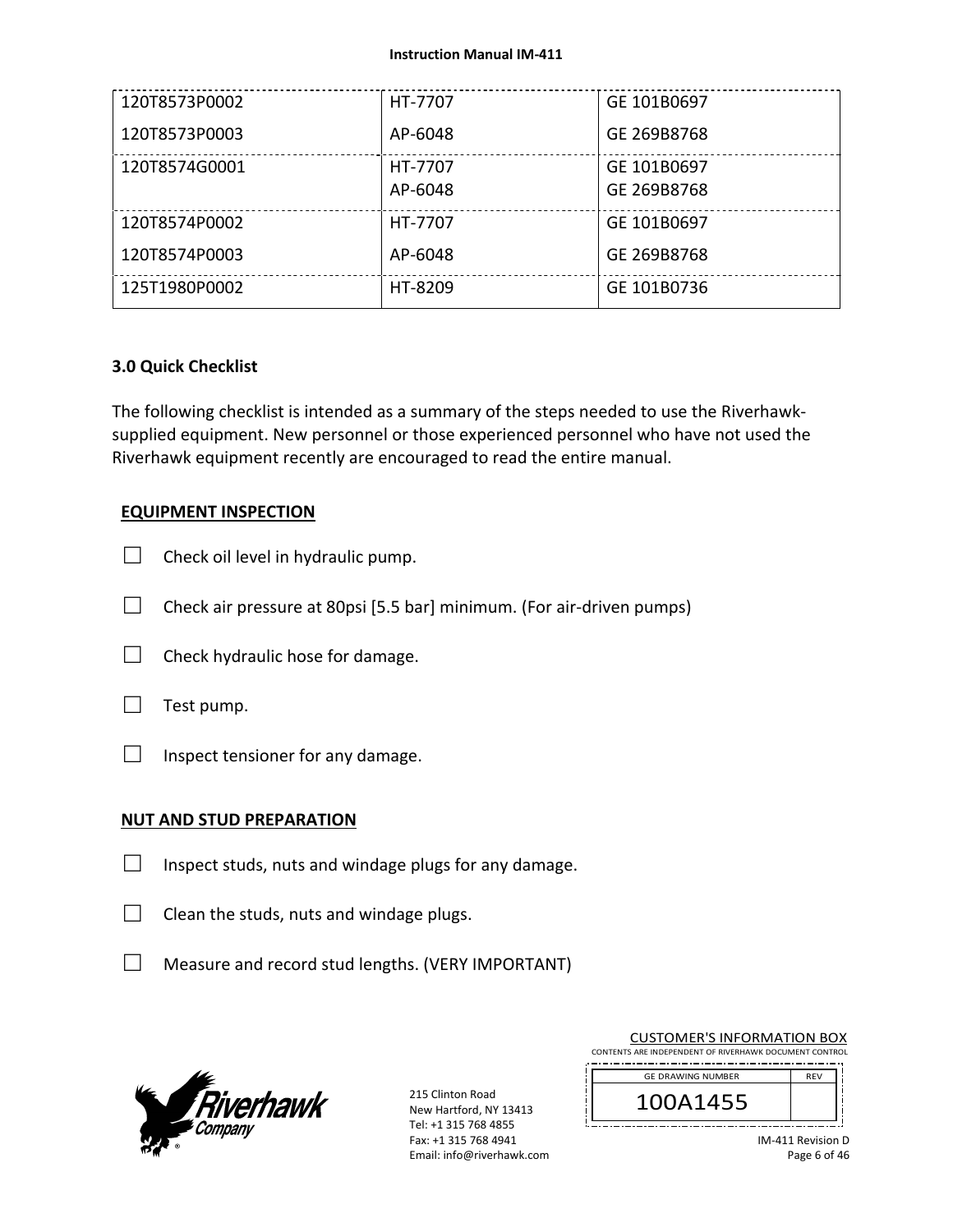| | | |
|---|---|---|
| 120T8573P0002<br>120T8573P0003 | HT-7707<br>AP-6048 | GE 101B0697<br>GE 269B8768 |
| 120T8574G0001 | HT-7707<br>AP-6048 | GE 101B0697<br>GE 269B8768 |
| 120T8574P0002<br>120T8574P0003 | HT-7707<br>AP-6048 | GE 101B0697<br>GE 269B8768 |
| 125T1980P0002 | HT-8209 | GE 101B0736 |

### 3.0 Quick Checklist

The following checklist is intended as a summary of the steps needed to use the Riverhawk-supplied equipment. New personnel or those experienced personnel who have not used the Riverhawk equipment recently are encouraged to read the entire manual.

**EQUIPMENT INSPECTION**

☐ Check oil level in hydraulic pump.

☐ Check air pressure at 80psi [5.5 bar] minimum. (For air-driven pumps)

☐ Check hydraulic hose for damage.

☐ Test pump.

☐ Inspect tensioner for any damage.

**NUT AND STUD PREPARATION**

☐ Inspect studs, nuts and windage plugs for any damage.

☐ Clean the studs, nuts and windage plugs.

☐ Measure and record stud lengths. (VERY IMPORTANT)

215 Clinton Road
New Hartford, NY 13413
Tel: +1 315 768 4855
Fax: +1 315 768 4941
Email: info@riverhawk.com

CUSTOMER'S INFORMATION BOX
CONTENTS ARE INDEPENDENT OF RIVERHAWK DOCUMENT CONTROL

| GE DRAWING NUMBER | REV |
|---|---|
| 100A1455 | |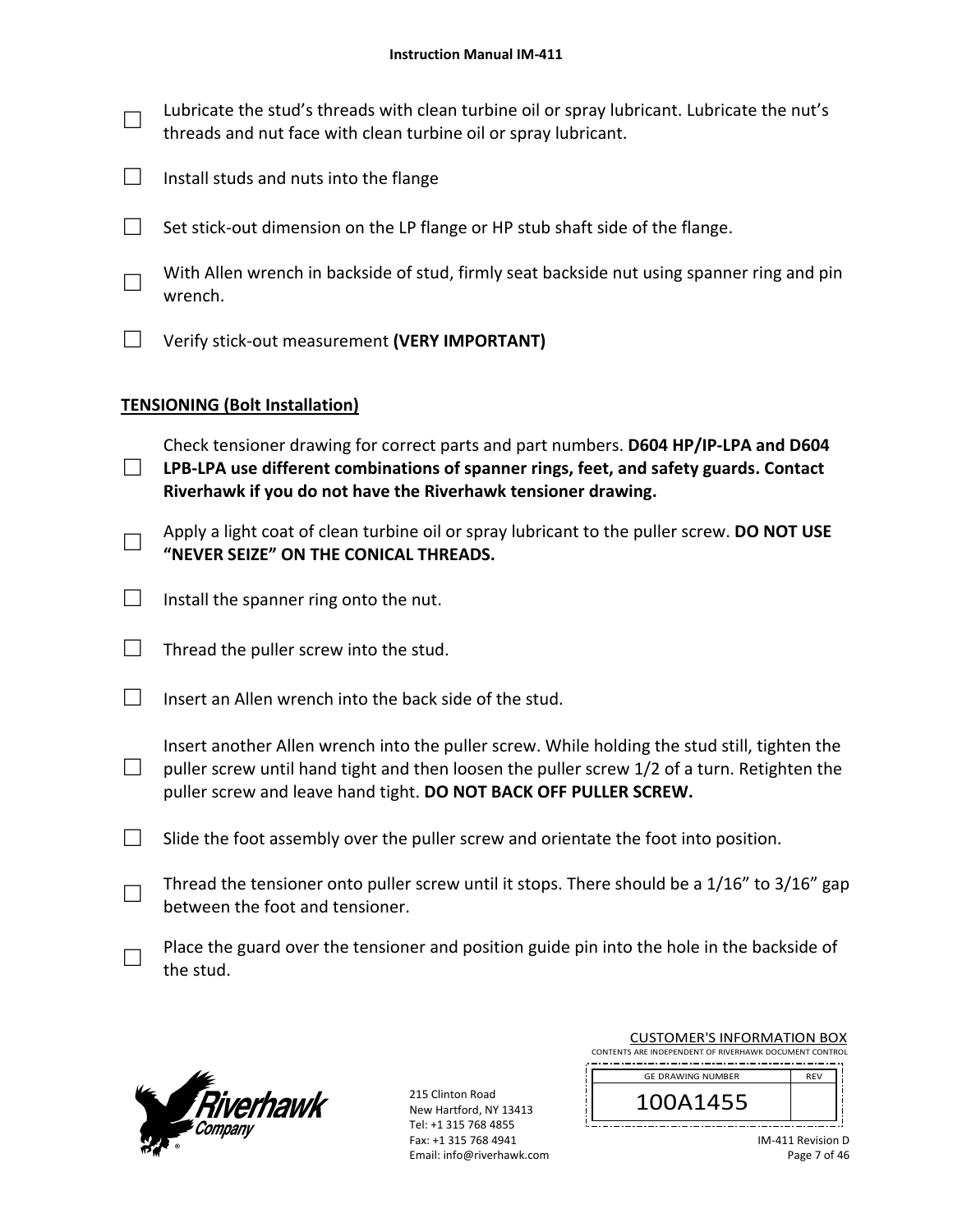☐ Lubricate the stud's threads with clean turbine oil or spray lubricant. Lubricate the nut's threads and nut face with clean turbine oil or spray lubricant.

☐ Install studs and nuts into the flange

☐ Set stick-out dimension on the LP flange or HP stub shaft side of the flange.

☐ With Allen wrench in backside of stud, firmly seat backside nut using spanner ring and pin wrench.

☐ Verify stick-out measurement **(VERY IMPORTANT)**

**TENSIONING (Bolt Installation)**

☐ Check tensioner drawing for correct parts and part numbers. **D604 HP/IP-LPA and D604 LPB-LPA use different combinations of spanner rings, feet, and safety guards. Contact Riverhawk if you do not have the Riverhawk tensioner drawing.**

☐ Apply a light coat of clean turbine oil or spray lubricant to the puller screw. **DO NOT USE "NEVER SEIZE" ON THE CONICAL THREADS.**

☐ Install the spanner ring onto the nut.

☐ Thread the puller screw into the stud.

☐ Insert an Allen wrench into the back side of the stud.

☐ Insert another Allen wrench into the puller screw. While holding the stud still, tighten the puller screw until hand tight and then loosen the puller screw 1/2 of a turn. Retighten the puller screw and leave hand tight. **DO NOT BACK OFF PULLER SCREW.**

☐ Slide the foot assembly over the puller screw and orientate the foot into position.

☐ Thread the tensioner onto puller screw until it stops. There should be a 1/16" to 3/16" gap between the foot and tensioner.

☐ Place the guard over the tensioner and position guide pin into the hole in the backside of the stud.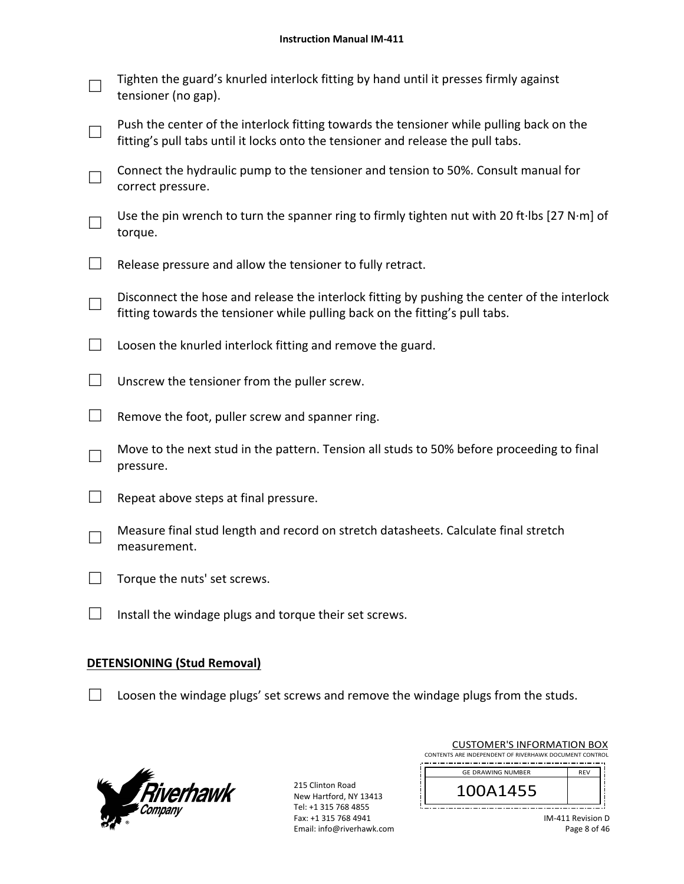- ☐ Tighten the guard's knurled interlock fitting by hand until it presses firmly against tensioner (no gap).
- ☐ Push the center of the interlock fitting towards the tensioner while pulling back on the fitting's pull tabs until it locks onto the tensioner and release the pull tabs.
- ☐ Connect the hydraulic pump to the tensioner and tension to 50%. Consult manual for correct pressure.
- ☐ Use the pin wrench to turn the spanner ring to firmly tighten nut with 20 ft·lbs [27 N·m] of torque.
- ☐ Release pressure and allow the tensioner to fully retract.
- ☐ Disconnect the hose and release the interlock fitting by pushing the center of the interlock fitting towards the tensioner while pulling back on the fitting's pull tabs.
- ☐ Loosen the knurled interlock fitting and remove the guard.
- ☐ Unscrew the tensioner from the puller screw.
- ☐ Remove the foot, puller screw and spanner ring.
- ☐ Move to the next stud in the pattern. Tension all studs to 50% before proceeding to final pressure.
- ☐ Repeat above steps at final pressure.
- ☐ Measure final stud length and record on stretch datasheets. Calculate final stretch measurement.
- ☐ Torque the nuts' set screws.
- ☐ Install the windage plugs and torque their set screws.

**DETENSIONING (Stud Removal)**

- ☐ Loosen the windage plugs' set screws and remove the windage plugs from the studs.

215 Clinton Road
New Hartford, NY 13413
Tel: +1 315 768 4855
Fax: +1 315 768 4941
Email: info@riverhawk.com

CUSTOMER'S INFORMATION BOX
CONTENTS ARE INDEPENDENT OF RIVERHAWK DOCUMENT CONTROL

| GE DRAWING NUMBER | REV |
| --- | --- |
| 100A1455 | |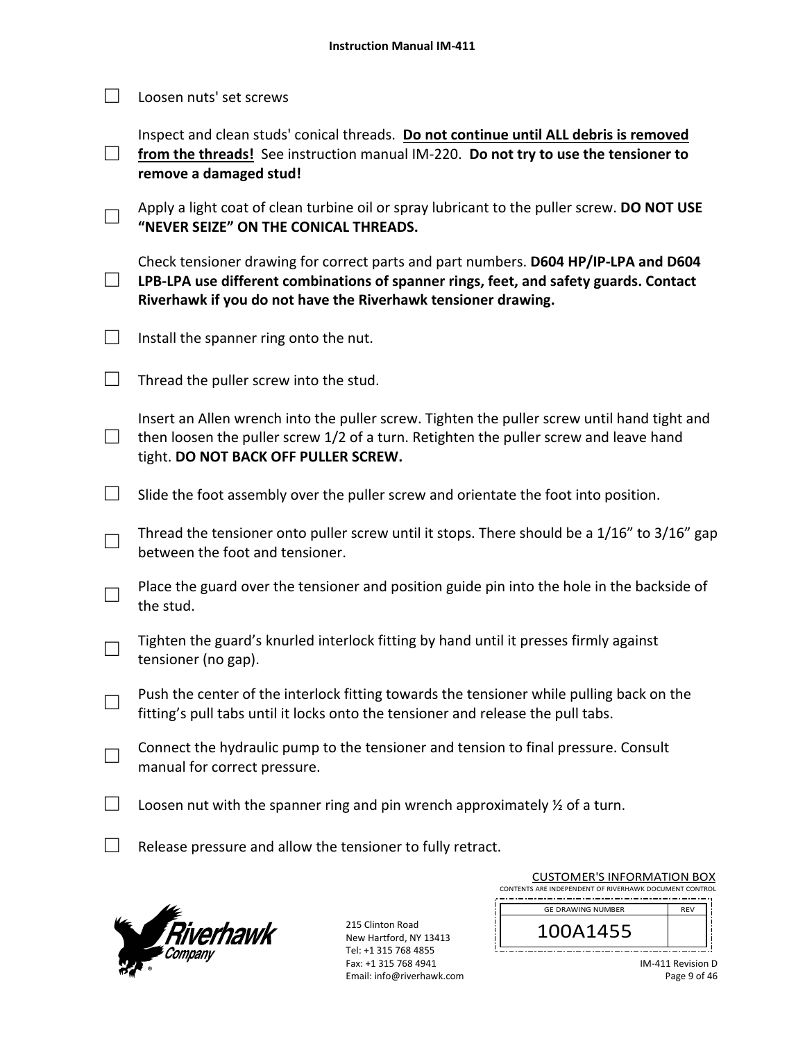- ☐ Loosen nuts' set screws
- ☐ Inspect and clean studs' conical threads. **Do not continue until ALL debris is removed from the threads!** See instruction manual IM-220. **Do not try to use the tensioner to remove a damaged stud!**
- ☐ Apply a light coat of clean turbine oil or spray lubricant to the puller screw. **DO NOT USE "NEVER SEIZE" ON THE CONICAL THREADS.**
- ☐ Check tensioner drawing for correct parts and part numbers. **D604 HP/IP-LPA and D604 LPB-LPA use different combinations of spanner rings, feet, and safety guards. Contact Riverhawk if you do not have the Riverhawk tensioner drawing.**
- ☐ Install the spanner ring onto the nut.
- ☐ Thread the puller screw into the stud.
- ☐ Insert an Allen wrench into the puller screw. Tighten the puller screw until hand tight and then loosen the puller screw 1/2 of a turn. Retighten the puller screw and leave hand tight. **DO NOT BACK OFF PULLER SCREW.**
- ☐ Slide the foot assembly over the puller screw and orientate the foot into position.
- ☐ Thread the tensioner onto puller screw until it stops. There should be a 1/16" to 3/16" gap between the foot and tensioner.
- ☐ Place the guard over the tensioner and position guide pin into the hole in the backside of the stud.
- ☐ Tighten the guard's knurled interlock fitting by hand until it presses firmly against tensioner (no gap).
- ☐ Push the center of the interlock fitting towards the tensioner while pulling back on the fitting's pull tabs until it locks onto the tensioner and release the pull tabs.
- ☐ Connect the hydraulic pump to the tensioner and tension to final pressure. Consult manual for correct pressure.
- ☐ Loosen nut with the spanner ring and pin wrench approximately ½ of a turn.
- ☐ Release pressure and allow the tensioner to fully retract.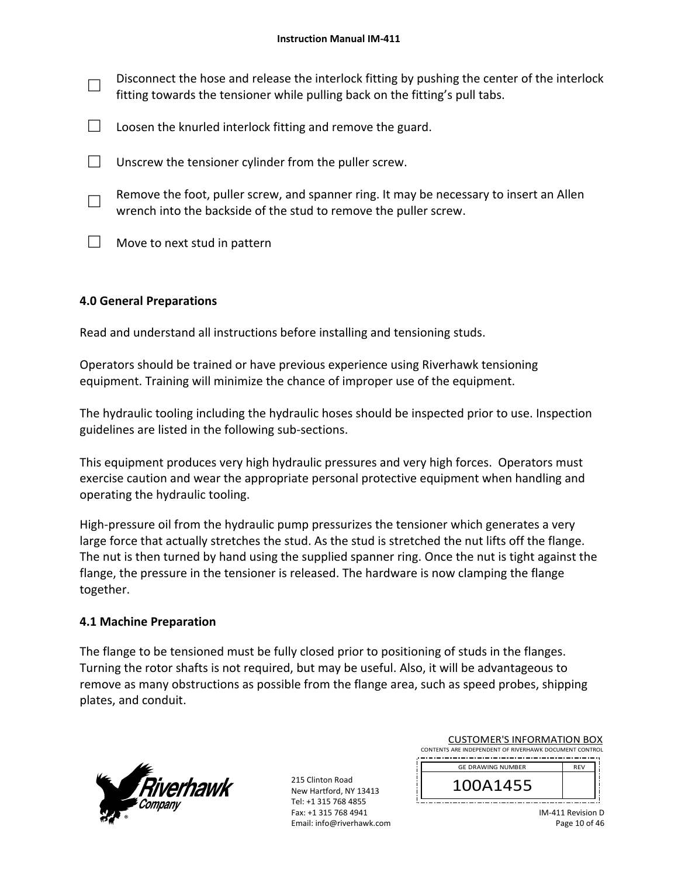☐ Disconnect the hose and release the interlock fitting by pushing the center of the interlock fitting towards the tensioner while pulling back on the fitting's pull tabs.

☐ Loosen the knurled interlock fitting and remove the guard.

☐ Unscrew the tensioner cylinder from the puller screw.

☐ Remove the foot, puller screw, and spanner ring. It may be necessary to insert an Allen wrench into the backside of the stud to remove the puller screw.

☐ Move to next stud in pattern

## 4.0 General Preparations

Read and understand all instructions before installing and tensioning studs.

Operators should be trained or have previous experience using Riverhawk tensioning equipment. Training will minimize the chance of improper use of the equipment.

The hydraulic tooling including the hydraulic hoses should be inspected prior to use. Inspection guidelines are listed in the following sub-sections.

This equipment produces very high hydraulic pressures and very high forces. Operators must exercise caution and wear the appropriate personal protective equipment when handling and operating the hydraulic tooling.

High-pressure oil from the hydraulic pump pressurizes the tensioner which generates a very large force that actually stretches the stud. As the stud is stretched the nut lifts off the flange. The nut is then turned by hand using the supplied spanner ring. Once the nut is tight against the flange, the pressure in the tensioner is released. The hardware is now clamping the flange together.

## 4.1 Machine Preparation

The flange to be tensioned must be fully closed prior to positioning of studs in the flanges. Turning the rotor shafts is not required, but may be useful. Also, it will be advantageous to remove as many obstructions as possible from the flange area, such as speed probes, shipping plates, and conduit.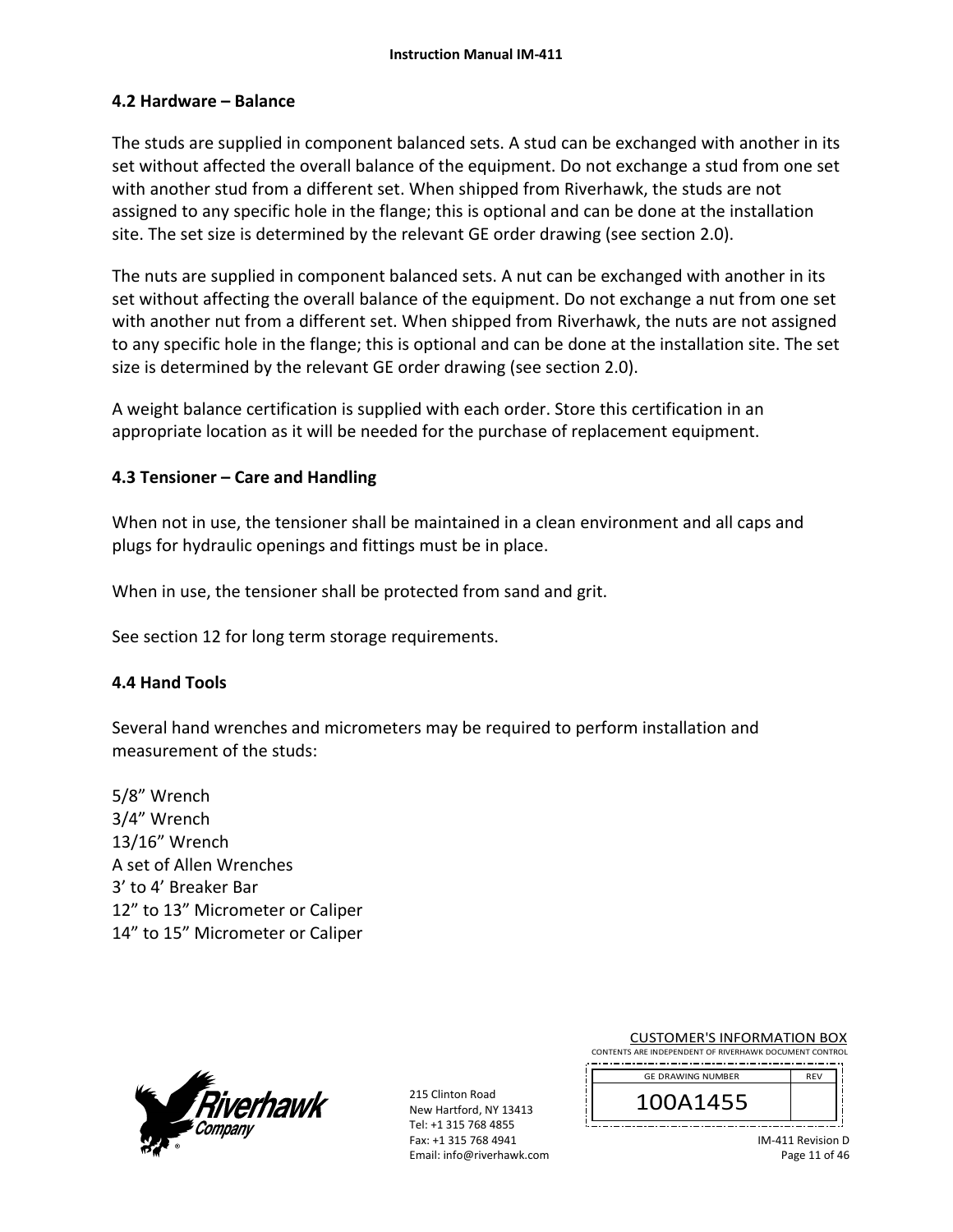## 4.2 Hardware – Balance

The studs are supplied in component balanced sets. A stud can be exchanged with another in its set without affected the overall balance of the equipment. Do not exchange a stud from one set with another stud from a different set. When shipped from Riverhawk, the studs are not assigned to any specific hole in the flange; this is optional and can be done at the installation site. The set size is determined by the relevant GE order drawing (see section 2.0).

The nuts are supplied in component balanced sets. A nut can be exchanged with another in its set without affecting the overall balance of the equipment. Do not exchange a nut from one set with another nut from a different set. When shipped from Riverhawk, the nuts are not assigned to any specific hole in the flange; this is optional and can be done at the installation site. The set size is determined by the relevant GE order drawing (see section 2.0).

A weight balance certification is supplied with each order. Store this certification in an appropriate location as it will be needed for the purchase of replacement equipment.

## 4.3 Tensioner – Care and Handling

When not in use, the tensioner shall be maintained in a clean environment and all caps and plugs for hydraulic openings and fittings must be in place.

When in use, the tensioner shall be protected from sand and grit.

See section 12 for long term storage requirements.

## 4.4 Hand Tools

Several hand wrenches and micrometers may be required to perform installation and measurement of the studs:

5/8" Wrench
3/4" Wrench
13/16" Wrench
A set of Allen Wrenches
3' to 4' Breaker Bar
12" to 13" Micrometer or Caliper
14" to 15" Micrometer or Caliper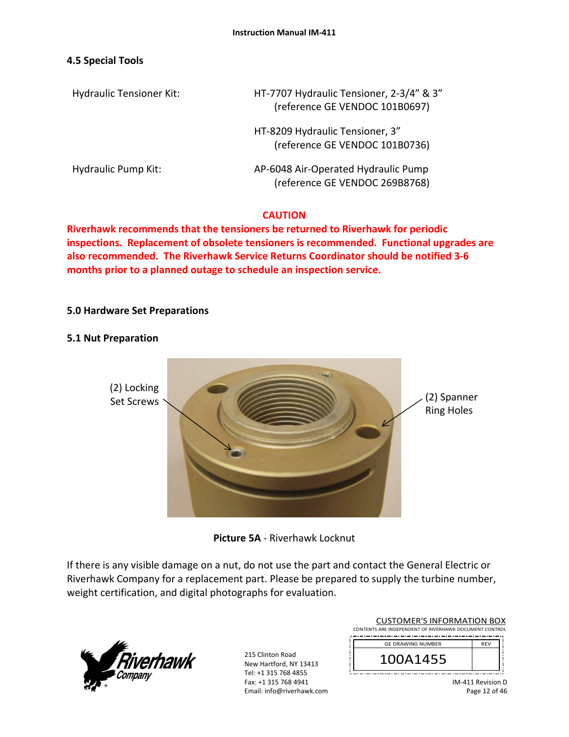### 4.5 Special Tools

| | |
|---|---|
| Hydraulic Tensioner Kit: | HT-7707 Hydraulic Tensioner, 2-3/4" & 3" (reference GE VENDOC 101B0697) |
| | HT-8209 Hydraulic Tensioner, 3" (reference GE VENDOC 101B0736) |
| Hydraulic Pump Kit: | AP-6048 Air-Operated Hydraulic Pump (reference GE VENDOC 269B8768) |

**CAUTION**

**Riverhawk recommends that the tensioners be returned to Riverhawk for periodic inspections. Replacement of obsolete tensioners is recommended. Functional upgrades are also recommended. The Riverhawk Service Returns Coordinator should be notified 3-6 months prior to a planned outage to schedule an inspection service.**

## 5.0 Hardware Set Preparations

### 5.1 Nut Preparation

(2) Locking Set Screws

(2) Spanner Ring Holes

**Picture 5A** - Riverhawk Locknut

If there is any visible damage on a nut, do not use the part and contact the General Electric or Riverhawk Company for a replacement part. Please be prepared to supply the turbine number, weight certification, and digital photographs for evaluation.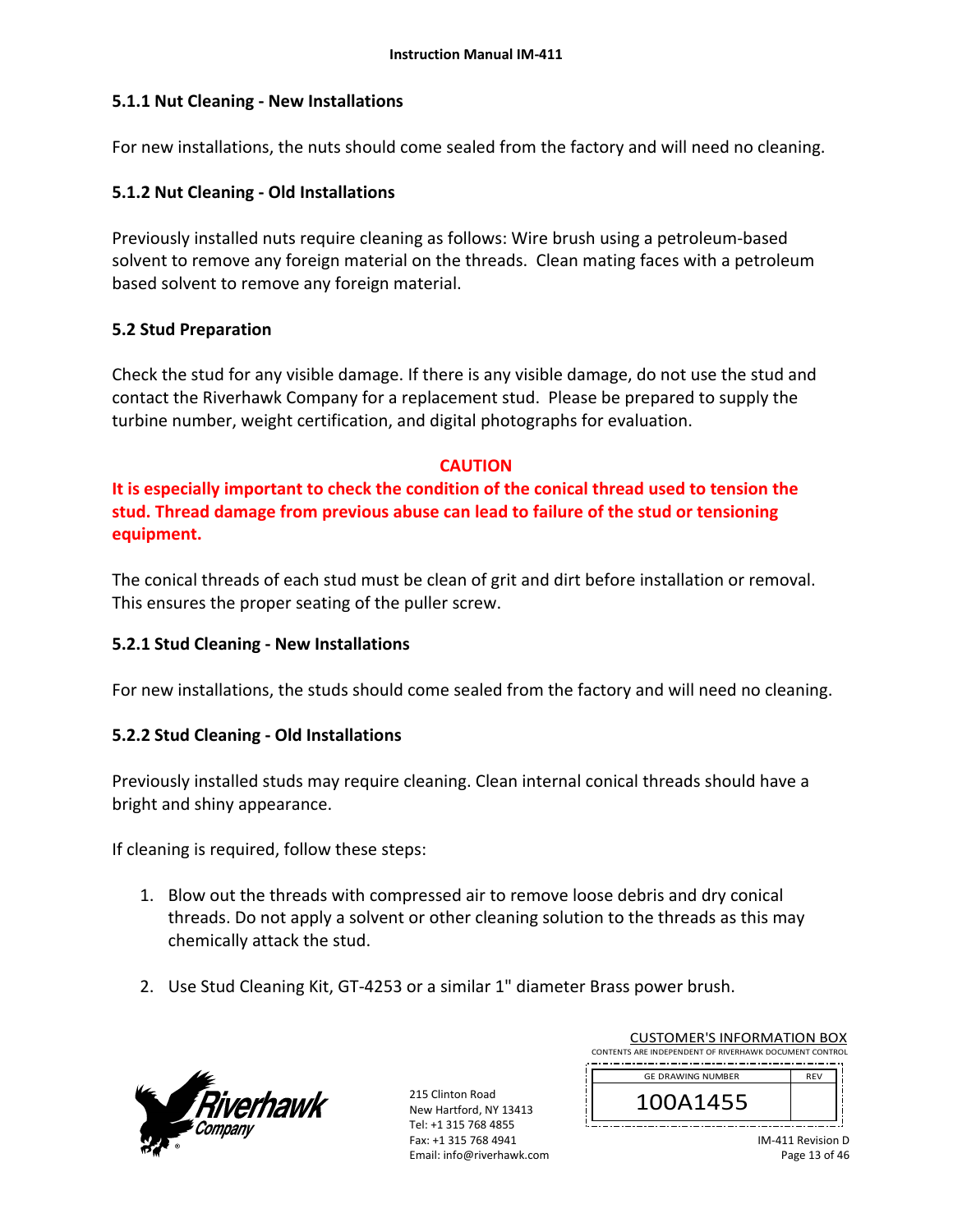### 5.1.1 Nut Cleaning - New Installations

For new installations, the nuts should come sealed from the factory and will need no cleaning.

### 5.1.2 Nut Cleaning - Old Installations

Previously installed nuts require cleaning as follows: Wire brush using a petroleum-based solvent to remove any foreign material on the threads. Clean mating faces with a petroleum based solvent to remove any foreign material.

## 5.2 Stud Preparation

Check the stud for any visible damage. If there is any visible damage, do not use the stud and contact the Riverhawk Company for a replacement stud. Please be prepared to supply the turbine number, weight certification, and digital photographs for evaluation.

**CAUTION**

**It is especially important to check the condition of the conical thread used to tension the stud. Thread damage from previous abuse can lead to failure of the stud or tensioning equipment.**

The conical threads of each stud must be clean of grit and dirt before installation or removal. This ensures the proper seating of the puller screw.

### 5.2.1 Stud Cleaning - New Installations

For new installations, the studs should come sealed from the factory and will need no cleaning.

### 5.2.2 Stud Cleaning - Old Installations

Previously installed studs may require cleaning. Clean internal conical threads should have a bright and shiny appearance.

If cleaning is required, follow these steps:

1. Blow out the threads with compressed air to remove loose debris and dry conical threads. Do not apply a solvent or other cleaning solution to the threads as this may chemically attack the stud.

2. Use Stud Cleaning Kit, GT-4253 or a similar 1" diameter Brass power brush.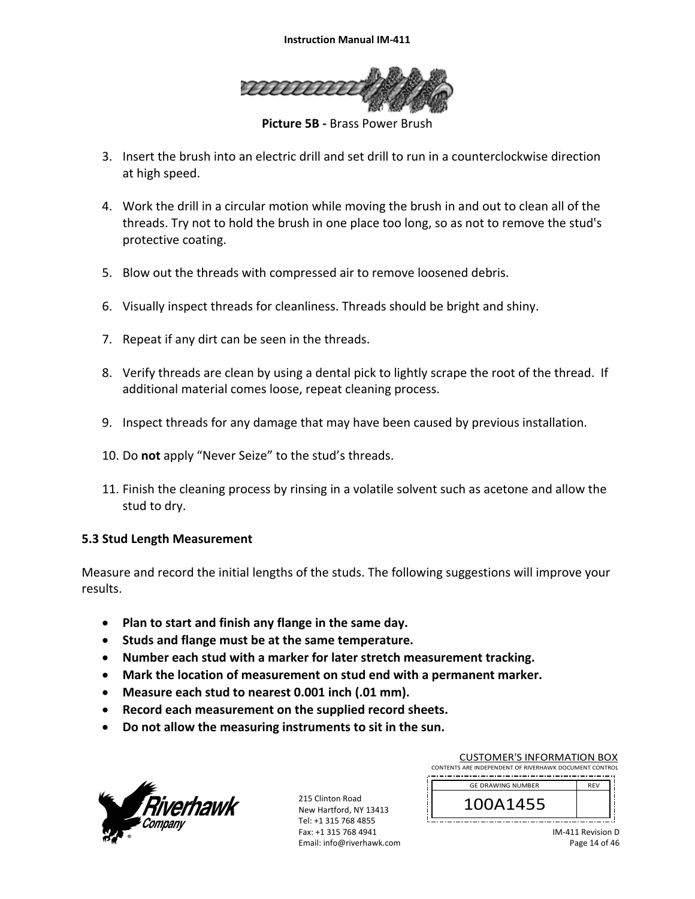**Picture 5B -** Brass Power Brush

3. Insert the brush into an electric drill and set drill to run in a counterclockwise direction at high speed.

4. Work the drill in a circular motion while moving the brush in and out to clean all of the threads. Try not to hold the brush in one place too long, so as not to remove the stud's protective coating.

5. Blow out the threads with compressed air to remove loosened debris.

6. Visually inspect threads for cleanliness. Threads should be bright and shiny.

7. Repeat if any dirt can be seen in the threads.

8. Verify threads are clean by using a dental pick to lightly scrape the root of the thread. If additional material comes loose, repeat cleaning process.

9. Inspect threads for any damage that may have been caused by previous installation.

10. Do **not** apply "Never Seize" to the stud's threads.

11. Finish the cleaning process by rinsing in a volatile solvent such as acetone and allow the stud to dry.

### 5.3 Stud Length Measurement

Measure and record the initial lengths of the studs. The following suggestions will improve your results.

- **Plan to start and finish any flange in the same day.**
- **Studs and flange must be at the same temperature.**
- **Number each stud with a marker for later stretch measurement tracking.**
- **Mark the location of measurement on stud end with a permanent marker.**
- **Measure each stud to nearest 0.001 inch (.01 mm).**
- **Record each measurement on the supplied record sheets.**
- **Do not allow the measuring instruments to sit in the sun.**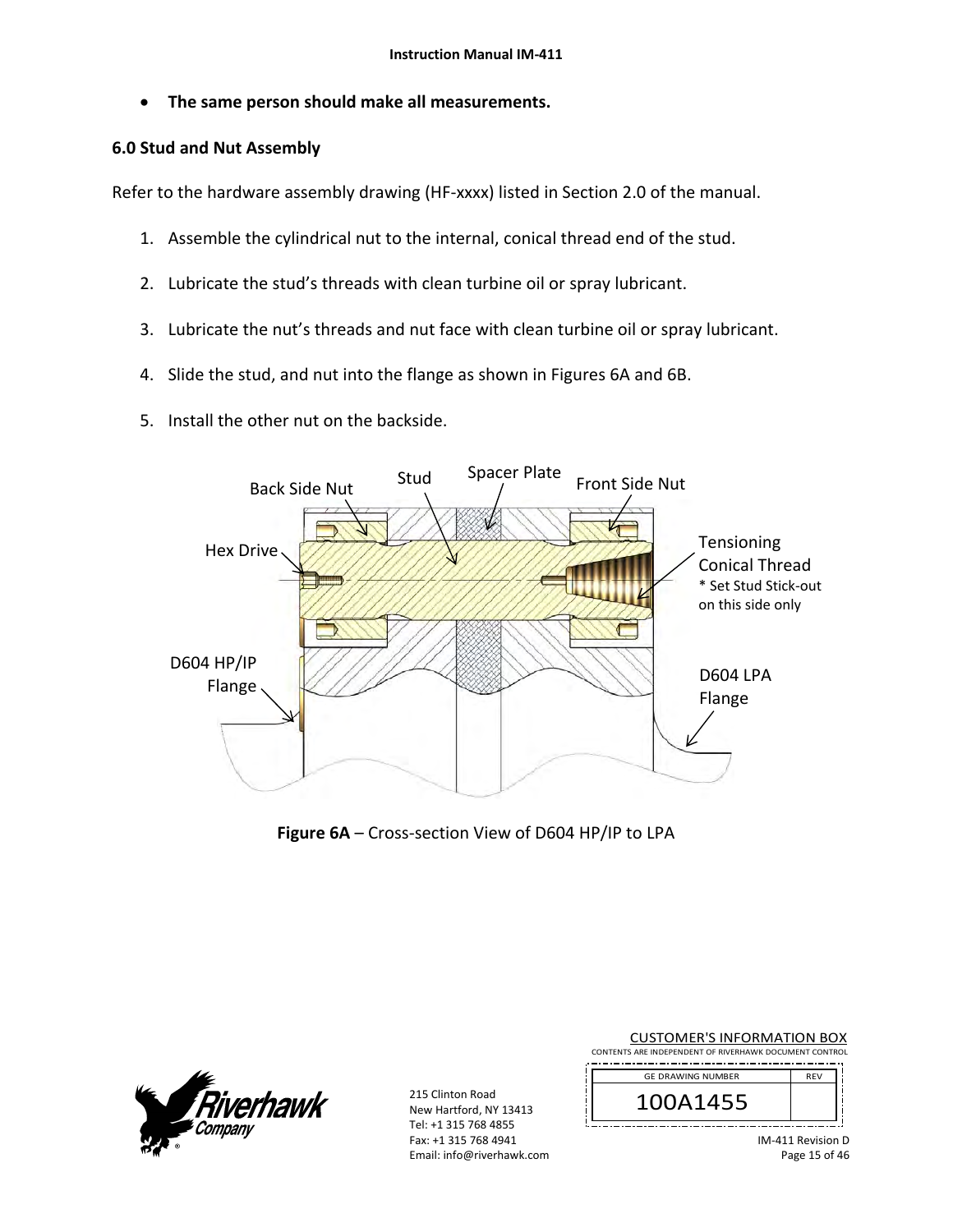- **The same person should make all measurements.**

### 6.0 Stud and Nut Assembly

Refer to the hardware assembly drawing (HF-xxxx) listed in Section 2.0 of the manual.

1. Assemble the cylindrical nut to the internal, conical thread end of the stud.
2. Lubricate the stud's threads with clean turbine oil or spray lubricant.
3. Lubricate the nut's threads and nut face with clean turbine oil or spray lubricant.
4. Slide the stud, and nut into the flange as shown in Figures 6A and 6B.
5. Install the other nut on the backside.

Back Side Nut | Stud | Spacer Plate | Front Side Nut | Hex Drive | Tensioning Conical Thread * Set Stud Stick-out on this side only | D604 HP/IP Flange | D604 LPA Flange

**Figure 6A** – Cross-section View of D604 HP/IP to LPA

CUSTOMER'S INFORMATION BOX
CONTENTS ARE INDEPENDENT OF RIVERHAWK DOCUMENT CONTROL

| GE DRAWING NUMBER | REV |
|---|---|
| 100A1455 | |

215 Clinton Road
New Hartford, NY 13413
Tel: +1 315 768 4855
Fax: +1 315 768 4941
Email: info@riverhawk.com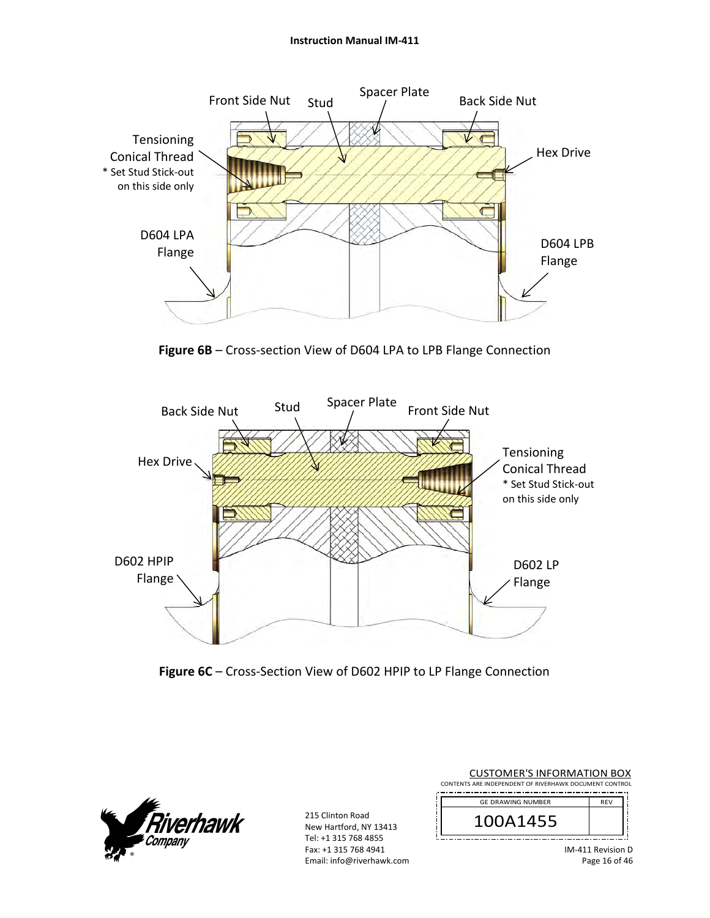Front Side Nut

Stud

Spacer Plate

Back Side Nut

Tensioning Conical Thread
* Set Stud Stick-out on this side only

Hex Drive

D604 LPA Flange

D604 LPB Flange

**Figure 6B** – Cross-section View of D604 LPA to LPB Flange Connection

Back Side Nut

Stud

Spacer Plate

Front Side Nut

Hex Drive

Tensioning Conical Thread
* Set Stud Stick-out on this side only

D602 HPIP Flange

D602 LP Flange

**Figure 6C** – Cross-Section View of D602 HPIP to LP Flange Connection

215 Clinton Road
New Hartford, NY 13413
Tel: +1 315 768 4855
Fax: +1 315 768 4941
Email: info@riverhawk.com

CUSTOMER'S INFORMATION BOX
CONTENTS ARE INDEPENDENT OF RIVERHAWK DOCUMENT CONTROL

| GE DRAWING NUMBER | REV |
|---|---|
| 100A1455 | |

IM-411 Revision D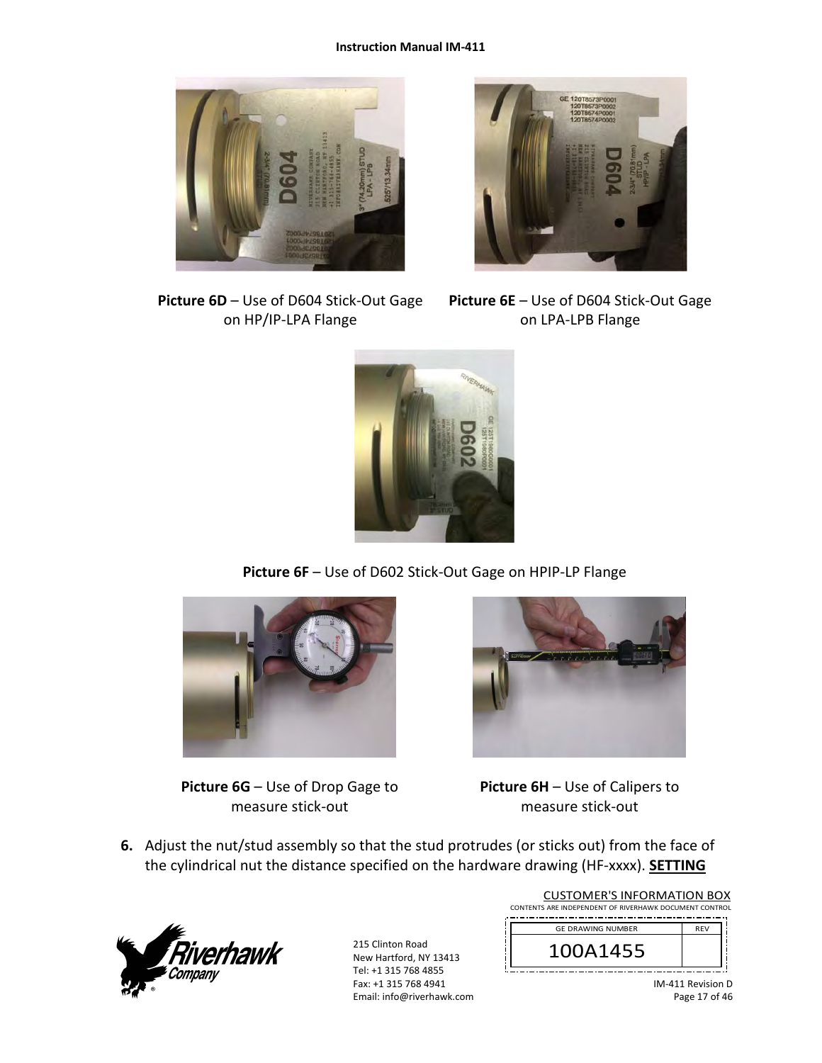**Picture 6D** – Use of D604 Stick-Out Gage on HP/IP-LPA Flange

**Picture 6E** – Use of D604 Stick-Out Gage on LPA-LPB Flange

**Picture 6F** – Use of D602 Stick-Out Gage on HPIP-LP Flange

**Picture 6G** – Use of Drop Gage to measure stick-out

**Picture 6H** – Use of Calipers to measure stick-out

6. Adjust the nut/stud assembly so that the stud protrudes (or sticks out) from the face of the cylindrical nut the distance specified on the hardware drawing (HF-xxxx). **SETTING**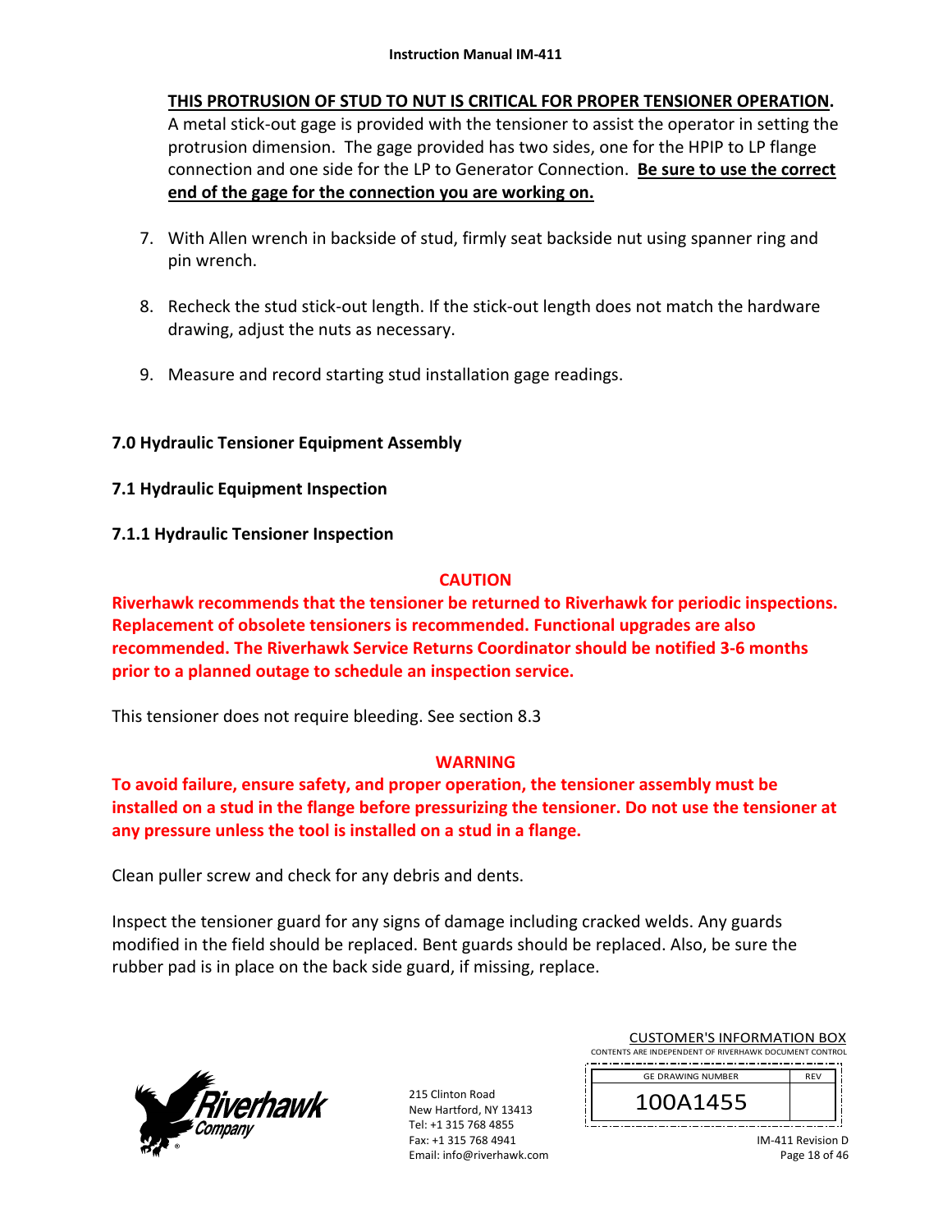**THIS PROTRUSION OF STUD TO NUT IS CRITICAL FOR PROPER TENSIONER OPERATION.** A metal stick-out gage is provided with the tensioner to assist the operator in setting the protrusion dimension. The gage provided has two sides, one for the HPIP to LP flange connection and one side for the LP to Generator Connection. **Be sure to use the correct end of the gage for the connection you are working on.**

7. With Allen wrench in backside of stud, firmly seat backside nut using spanner ring and pin wrench.

8. Recheck the stud stick-out length. If the stick-out length does not match the hardware drawing, adjust the nuts as necessary.

9. Measure and record starting stud installation gage readings.

## 7.0 Hydraulic Tensioner Equipment Assembly

### 7.1 Hydraulic Equipment Inspection

#### 7.1.1 Hydraulic Tensioner Inspection

**CAUTION**

**Riverhawk recommends that the tensioner be returned to Riverhawk for periodic inspections. Replacement of obsolete tensioners is recommended. Functional upgrades are also recommended. The Riverhawk Service Returns Coordinator should be notified 3-6 months prior to a planned outage to schedule an inspection service.**

This tensioner does not require bleeding. See section 8.3

**WARNING**

**To avoid failure, ensure safety, and proper operation, the tensioner assembly must be installed on a stud in the flange before pressurizing the tensioner. Do not use the tensioner at any pressure unless the tool is installed on a stud in a flange.**

Clean puller screw and check for any debris and dents.

Inspect the tensioner guard for any signs of damage including cracked welds. Any guards modified in the field should be replaced. Bent guards should be replaced. Also, be sure the rubber pad is in place on the back side guard, if missing, replace.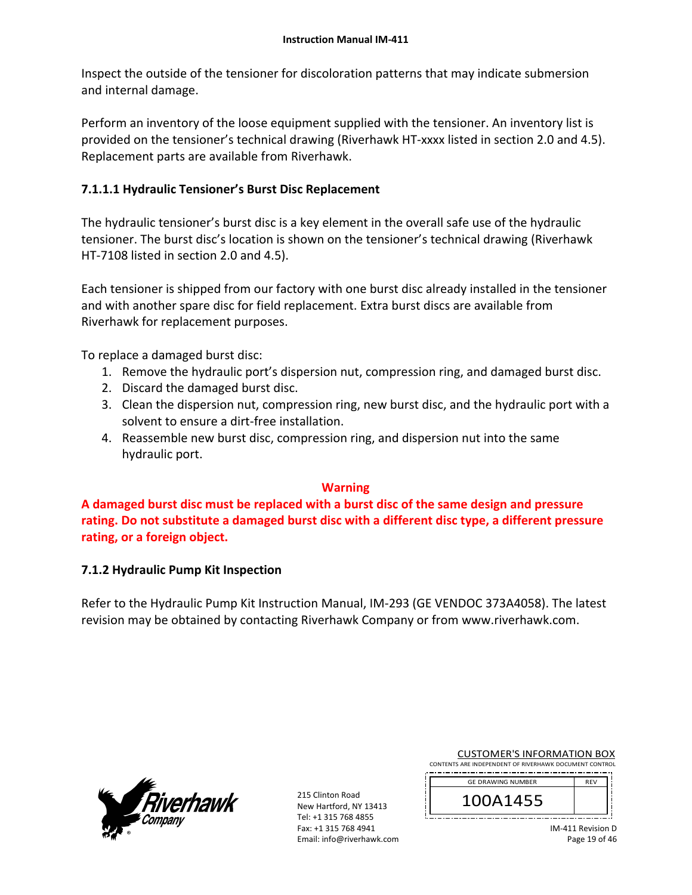Inspect the outside of the tensioner for discoloration patterns that may indicate submersion and internal damage.

Perform an inventory of the loose equipment supplied with the tensioner. An inventory list is provided on the tensioner's technical drawing (Riverhawk HT-xxxx listed in section 2.0 and 4.5). Replacement parts are available from Riverhawk.

### 7.1.1.1 Hydraulic Tensioner's Burst Disc Replacement

The hydraulic tensioner's burst disc is a key element in the overall safe use of the hydraulic tensioner. The burst disc's location is shown on the tensioner's technical drawing (Riverhawk HT-7108 listed in section 2.0 and 4.5).

Each tensioner is shipped from our factory with one burst disc already installed in the tensioner and with another spare disc for field replacement. Extra burst discs are available from Riverhawk for replacement purposes.

To replace a damaged burst disc:

1. Remove the hydraulic port's dispersion nut, compression ring, and damaged burst disc.
2. Discard the damaged burst disc.
3. Clean the dispersion nut, compression ring, new burst disc, and the hydraulic port with a solvent to ensure a dirt-free installation.
4. Reassemble new burst disc, compression ring, and dispersion nut into the same hydraulic port.

**Warning**

**A damaged burst disc must be replaced with a burst disc of the same design and pressure rating. Do not substitute a damaged burst disc with a different disc type, a different pressure rating, or a foreign object.**

### 7.1.2 Hydraulic Pump Kit Inspection

Refer to the Hydraulic Pump Kit Instruction Manual, IM-293 (GE VENDOC 373A4058). The latest revision may be obtained by contacting Riverhawk Company or from www.riverhawk.com.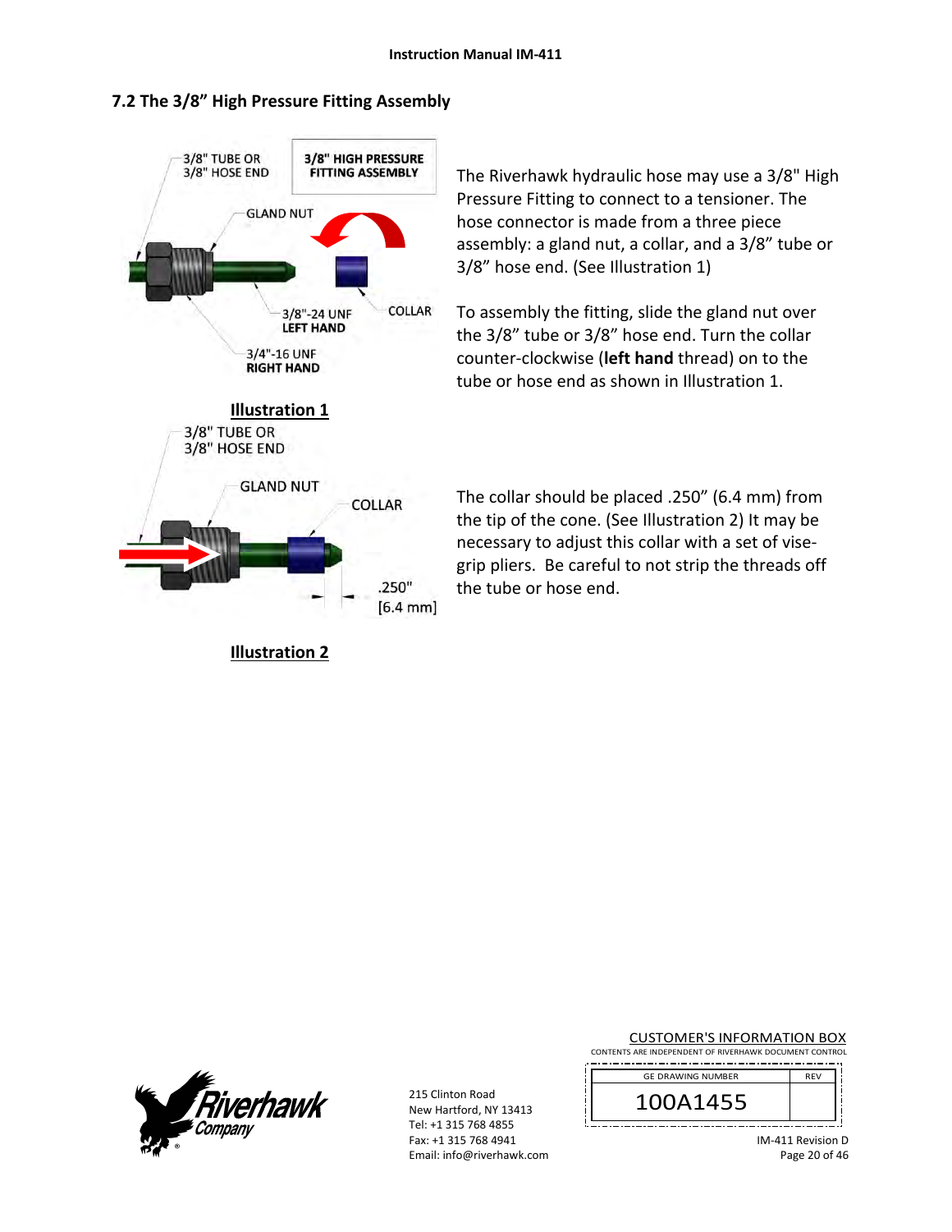## 7.2 The 3/8" High Pressure Fitting Assembly

3/8" TUBE OR 3/8" HOSE END

3/8" HIGH PRESSURE FITTING ASSEMBLY

GLAND NUT

3/8"-24 UNF **LEFT HAND**

COLLAR

3/4"-16 UNF **RIGHT HAND**

**Illustration 1**

The Riverhawk hydraulic hose may use a 3/8" High Pressure Fitting to connect to a tensioner. The hose connector is made from a three piece assembly: a gland nut, a collar, and a 3/8" tube or 3/8" hose end. (See Illustration 1)

To assembly the fitting, slide the gland nut over the 3/8" tube or 3/8" hose end. Turn the collar counter-clockwise (**left hand** thread) on to the tube or hose end as shown in Illustration 1.

3/8" TUBE OR 3/8" HOSE END

GLAND NUT

COLLAR

.250" [6.4 mm]

**Illustration 2**

The collar should be placed .250" (6.4 mm) from the tip of the cone. (See Illustration 2) It may be necessary to adjust this collar with a set of vise-grip pliers. Be careful to not strip the threads off the tube or hose end.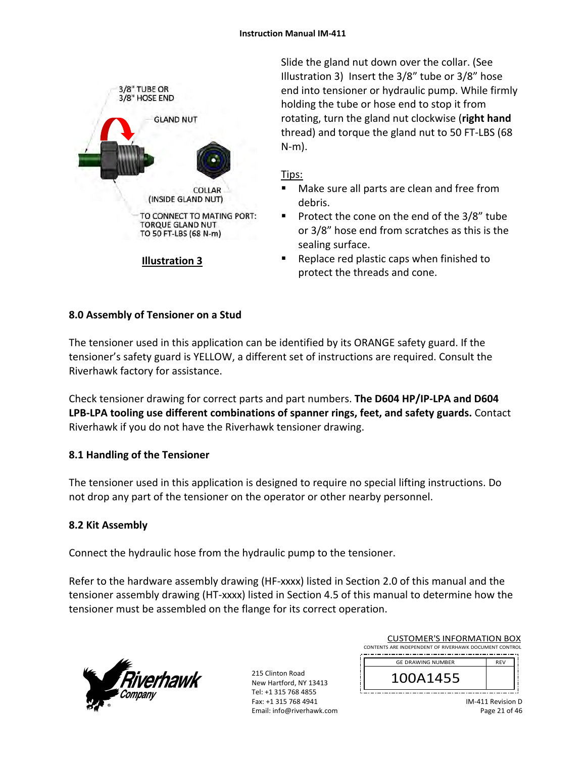3/8" TUBE OR
3/8" HOSE END

GLAND NUT

COLLAR
(INSIDE GLAND NUT)

TO CONNECT TO MATING PORT:
TORQUE GLAND NUT
TO 50 FT-LBS (68 N-m)

**Illustration 3**

Slide the gland nut down over the collar. (See Illustration 3) Insert the 3/8" tube or 3/8" hose end into tensioner or hydraulic pump. While firmly holding the tube or hose end to stop it from rotating, turn the gland nut clockwise (**right hand** thread) and torque the gland nut to 50 FT-LBS (68 N-m).

Tips:

- Make sure all parts are clean and free from debris.
- Protect the cone on the end of the 3/8" tube or 3/8" hose end from scratches as this is the sealing surface.
- Replace red plastic caps when finished to protect the threads and cone.

## 8.0 Assembly of Tensioner on a Stud

The tensioner used in this application can be identified by its ORANGE safety guard. If the tensioner's safety guard is YELLOW, a different set of instructions are required. Consult the Riverhawk factory for assistance.

Check tensioner drawing for correct parts and part numbers. **The D604 HP/IP-LPA and D604 LPB-LPA tooling use different combinations of spanner rings, feet, and safety guards.** Contact Riverhawk if you do not have the Riverhawk tensioner drawing.

### 8.1 Handling of the Tensioner

The tensioner used in this application is designed to require no special lifting instructions. Do not drop any part of the tensioner on the operator or other nearby personnel.

### 8.2 Kit Assembly

Connect the hydraulic hose from the hydraulic pump to the tensioner.

Refer to the hardware assembly drawing (HF-xxxx) listed in Section 2.0 of this manual and the tensioner assembly drawing (HT-xxxx) listed in Section 4.5 of this manual to determine how the tensioner must be assembled on the flange for its correct operation.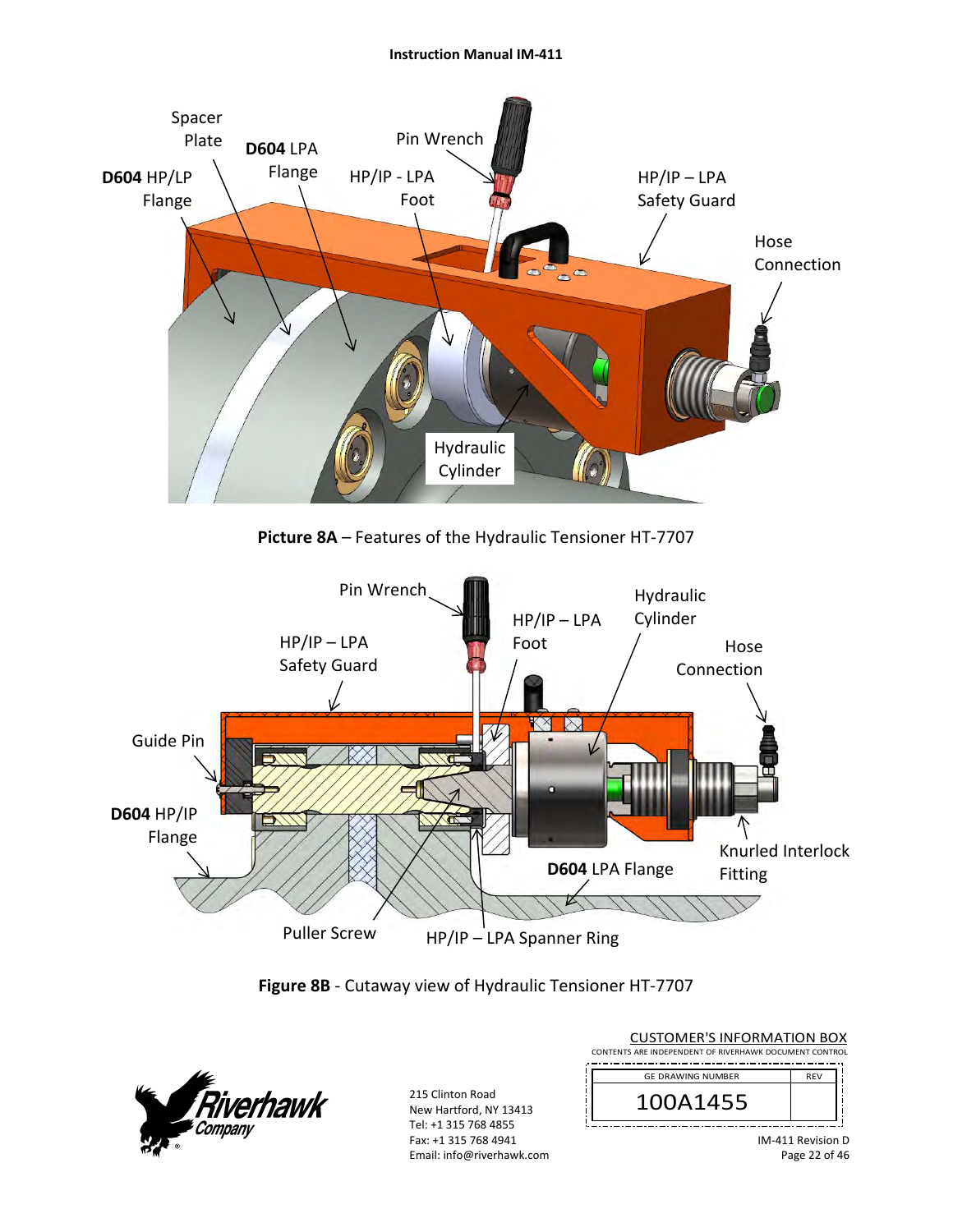**Picture 8A** – Features of the Hydraulic Tensioner HT-7707

**Figure 8B** - Cutaway view of Hydraulic Tensioner HT-7707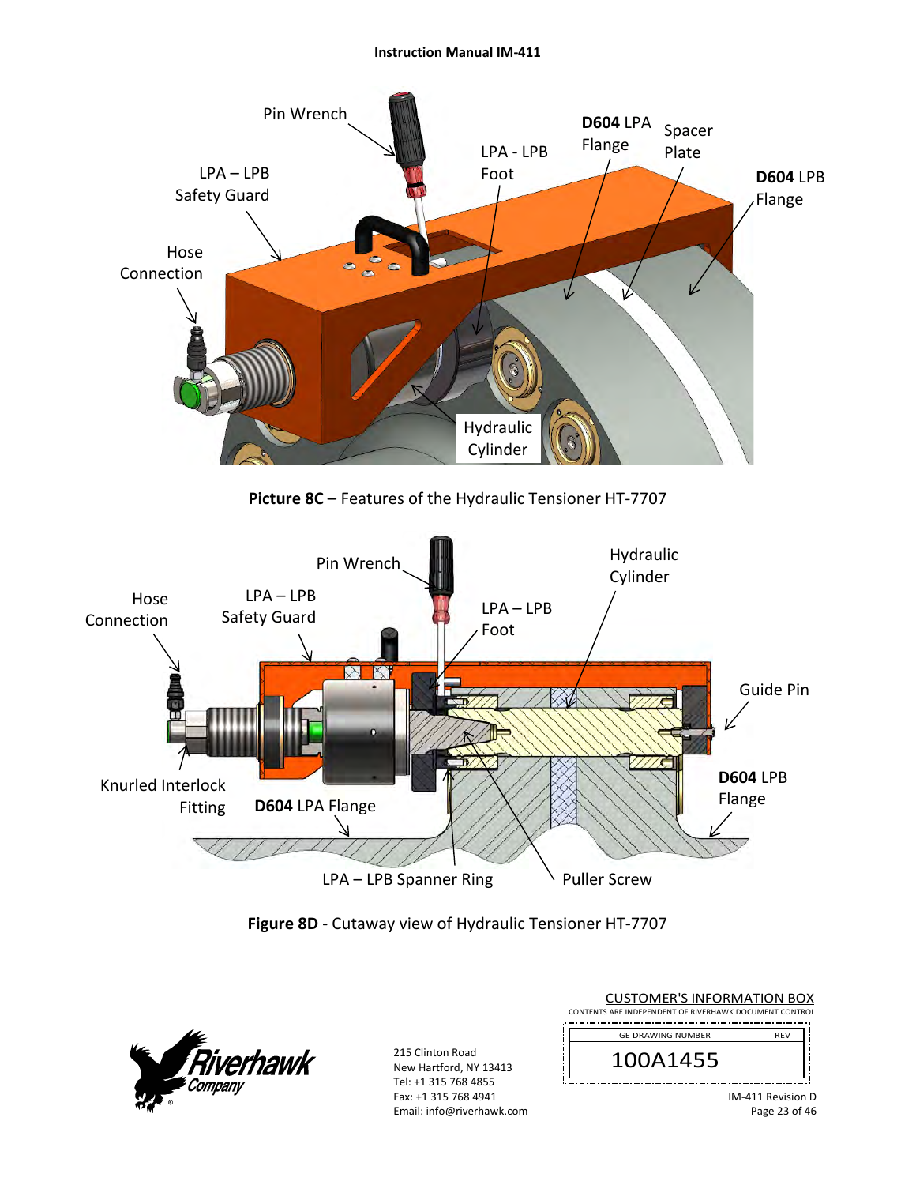Pin Wrench

LPA – LPB Safety Guard

Hose Connection

LPA - LPB Foot

**D604** LPA Flange

Spacer Plate

**D604** LPB Flange

Hydraulic Cylinder

**Picture 8C** – Features of the Hydraulic Tensioner HT-7707

Pin Wrench

Hose Connection

LPA – LPB Safety Guard

LPA – LPB Foot

Hydraulic Cylinder

Guide Pin

Knurled Interlock Fitting

**D604** LPA Flange

**D604** LPB Flange

LPA – LPB Spanner Ring

Puller Screw

**Figure 8D** - Cutaway view of Hydraulic Tensioner HT-7707

215 Clinton Road
New Hartford, NY 13413
Tel: +1 315 768 4855
Fax: +1 315 768 4941
Email: info@riverhawk.com

CUSTOMER'S INFORMATION BOX
CONTENTS ARE INDEPENDENT OF RIVERHAWK DOCUMENT CONTROL

| GE DRAWING NUMBER | REV |
|---|---|
| 100A1455 | |

IM-411 Revision D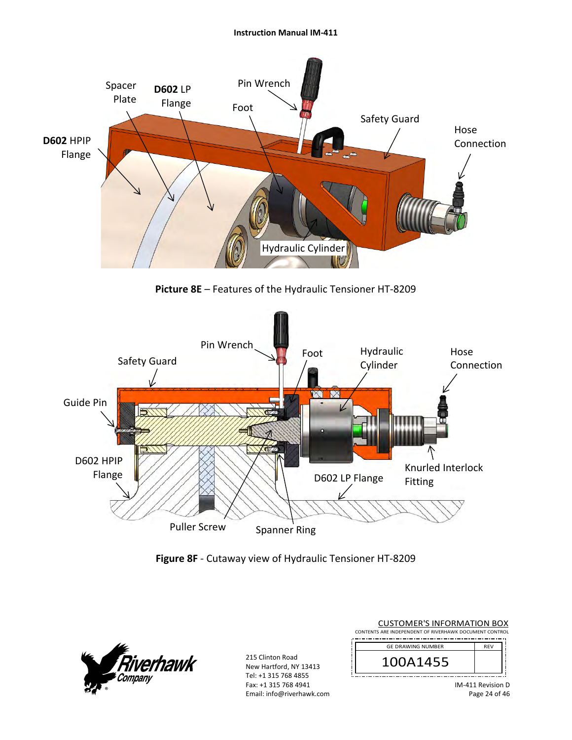Spacer Plate

**D602** LP Flange

Pin Wrench

Foot

Safety Guard

Hose Connection

**D602** HPIP Flange

Hydraulic Cylinder

**Picture 8E** – Features of the Hydraulic Tensioner HT-8209

Pin Wrench

Foot

Hydraulic Cylinder

Hose Connection

Safety Guard

Guide Pin

D602 HPIP Flange

D602 LP Flange

Knurled Interlock Fitting

Puller Screw

Spanner Ring

**Figure 8F** - Cutaway view of Hydraulic Tensioner HT-8209

CUSTOMER'S INFORMATION BOX
CONTENTS ARE INDEPENDENT OF RIVERHAWK DOCUMENT CONTROL

| GE DRAWING NUMBER | REV |
|---|---|
| 100A1455 | |

Riverhawk Company

215 Clinton Road
New Hartford, NY 13413
Tel: +1 315 768 4855
Fax: +1 315 768 4941
Email: info@riverhawk.com

IM-411 Revision D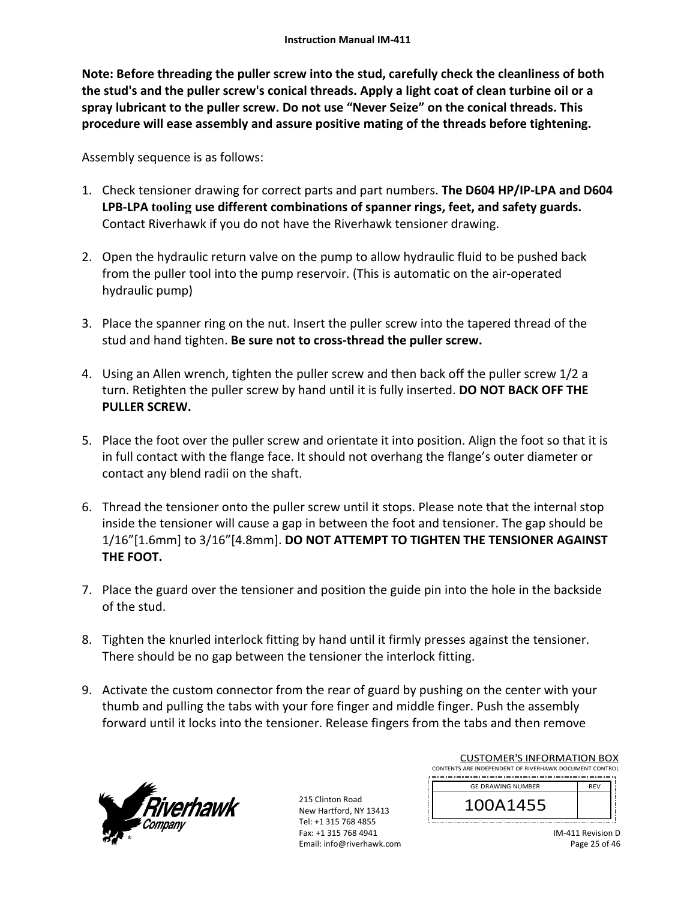**Note: Before threading the puller screw into the stud, carefully check the cleanliness of both the stud's and the puller screw's conical threads. Apply a light coat of clean turbine oil or a spray lubricant to the puller screw. Do not use "Never Seize" on the conical threads. This procedure will ease assembly and assure positive mating of the threads before tightening.**

Assembly sequence is as follows:

1. Check tensioner drawing for correct parts and part numbers. **The D604 HP/IP-LPA and D604 LPB-LPA tooling use different combinations of spanner rings, feet, and safety guards.** Contact Riverhawk if you do not have the Riverhawk tensioner drawing.

2. Open the hydraulic return valve on the pump to allow hydraulic fluid to be pushed back from the puller tool into the pump reservoir. (This is automatic on the air-operated hydraulic pump)

3. Place the spanner ring on the nut. Insert the puller screw into the tapered thread of the stud and hand tighten. **Be sure not to cross-thread the puller screw.**

4. Using an Allen wrench, tighten the puller screw and then back off the puller screw 1/2 a turn. Retighten the puller screw by hand until it is fully inserted. **DO NOT BACK OFF THE PULLER SCREW.**

5. Place the foot over the puller screw and orientate it into position. Align the foot so that it is in full contact with the flange face. It should not overhang the flange's outer diameter or contact any blend radii on the shaft.

6. Thread the tensioner onto the puller screw until it stops. Please note that the internal stop inside the tensioner will cause a gap in between the foot and tensioner. The gap should be 1/16"[1.6mm] to 3/16"[4.8mm]. **DO NOT ATTEMPT TO TIGHTEN THE TENSIONER AGAINST THE FOOT.**

7. Place the guard over the tensioner and position the guide pin into the hole in the backside of the stud.

8. Tighten the knurled interlock fitting by hand until it firmly presses against the tensioner. There should be no gap between the tensioner the interlock fitting.

9. Activate the custom connector from the rear of guard by pushing on the center with your thumb and pulling the tabs with your fore finger and middle finger. Push the assembly forward until it locks into the tensioner. Release fingers from the tabs and then remove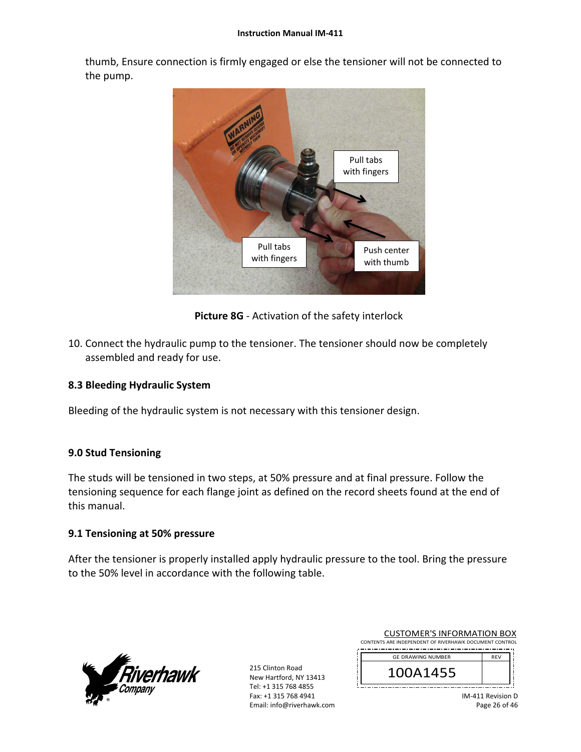thumb, Ensure connection is firmly engaged or else the tensioner will not be connected to the pump.

**Picture 8G** - Activation of the safety interlock

10. Connect the hydraulic pump to the tensioner. The tensioner should now be completely assembled and ready for use.

### 8.3 Bleeding Hydraulic System

Bleeding of the hydraulic system is not necessary with this tensioner design.

## 9.0 Stud Tensioning

The studs will be tensioned in two steps, at 50% pressure and at final pressure. Follow the tensioning sequence for each flange joint as defined on the record sheets found at the end of this manual.

### 9.1 Tensioning at 50% pressure

After the tensioner is properly installed apply hydraulic pressure to the tool. Bring the pressure to the 50% level in accordance with the following table.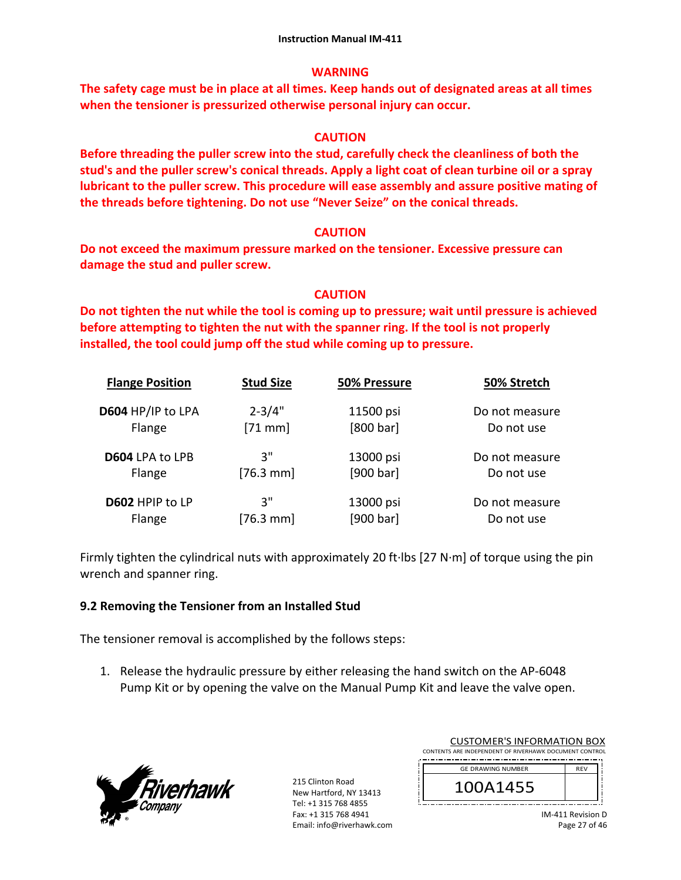**WARNING**

**The safety cage must be in place at all times. Keep hands out of designated areas at all times when the tensioner is pressurized otherwise personal injury can occur.**

**CAUTION**

**Before threading the puller screw into the stud, carefully check the cleanliness of both the stud's and the puller screw's conical threads. Apply a light coat of clean turbine oil or a spray lubricant to the puller screw. This procedure will ease assembly and assure positive mating of the threads before tightening. Do not use "Never Seize" on the conical threads.**

**CAUTION**

**Do not exceed the maximum pressure marked on the tensioner. Excessive pressure can damage the stud and puller screw.**

**CAUTION**

**Do not tighten the nut while the tool is coming up to pressure; wait until pressure is achieved before attempting to tighten the nut with the spanner ring. If the tool is not properly installed, the tool could jump off the stud while coming up to pressure.**

| Flange Position | Stud Size | 50% Pressure | 50% Stretch |
|---|---|---|---|
| **D604** HP/IP to LPA Flange | 2-3/4" [71 mm] | 11500 psi [800 bar] | Do not measure Do not use |
| **D604** LPA to LPB Flange | 3" [76.3 mm] | 13000 psi [900 bar] | Do not measure Do not use |
| **D602** HPIP to LP Flange | 3" [76.3 mm] | 13000 psi [900 bar] | Do not measure Do not use |

Firmly tighten the cylindrical nuts with approximately 20 ft·lbs [27 N·m] of torque using the pin wrench and spanner ring.

### 9.2 Removing the Tensioner from an Installed Stud

The tensioner removal is accomplished by the follows steps:

1. Release the hydraulic pressure by either releasing the hand switch on the AP-6048 Pump Kit or by opening the valve on the Manual Pump Kit and leave the valve open.

215 Clinton Road
New Hartford, NY 13413
Tel: +1 315 768 4855
Fax: +1 315 768 4941
Email: info@riverhawk.com

CUSTOMER'S INFORMATION BOX
CONTENTS ARE INDEPENDENT OF RIVERHAWK DOCUMENT CONTROL

| GE DRAWING NUMBER | REV |
|---|---|
| 100A1455 | |

IM-411 Revision D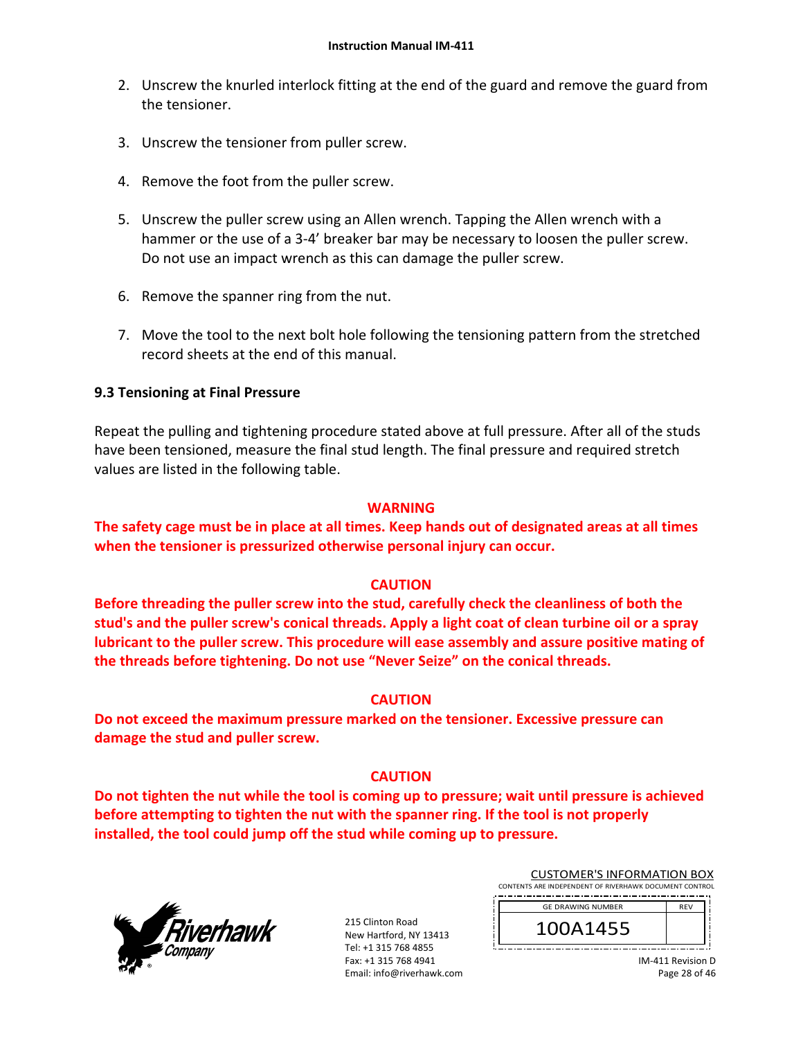2. Unscrew the knurled interlock fitting at the end of the guard and remove the guard from the tensioner.

3. Unscrew the tensioner from puller screw.

4. Remove the foot from the puller screw.

5. Unscrew the puller screw using an Allen wrench. Tapping the Allen wrench with a hammer or the use of a 3-4' breaker bar may be necessary to loosen the puller screw. Do not use an impact wrench as this can damage the puller screw.

6. Remove the spanner ring from the nut.

7. Move the tool to the next bolt hole following the tensioning pattern from the stretched record sheets at the end of this manual.

### 9.3 Tensioning at Final Pressure

Repeat the pulling and tightening procedure stated above at full pressure. After all of the studs have been tensioned, measure the final stud length. The final pressure and required stretch values are listed in the following table.

**WARNING**

**The safety cage must be in place at all times. Keep hands out of designated areas at all times when the tensioner is pressurized otherwise personal injury can occur.**

**CAUTION**

**Before threading the puller screw into the stud, carefully check the cleanliness of both the stud's and the puller screw's conical threads. Apply a light coat of clean turbine oil or a spray lubricant to the puller screw. This procedure will ease assembly and assure positive mating of the threads before tightening. Do not use "Never Seize" on the conical threads.**

**CAUTION**

**Do not exceed the maximum pressure marked on the tensioner. Excessive pressure can damage the stud and puller screw.**

**CAUTION**

**Do not tighten the nut while the tool is coming up to pressure; wait until pressure is achieved before attempting to tighten the nut with the spanner ring. If the tool is not properly installed, the tool could jump off the stud while coming up to pressure.**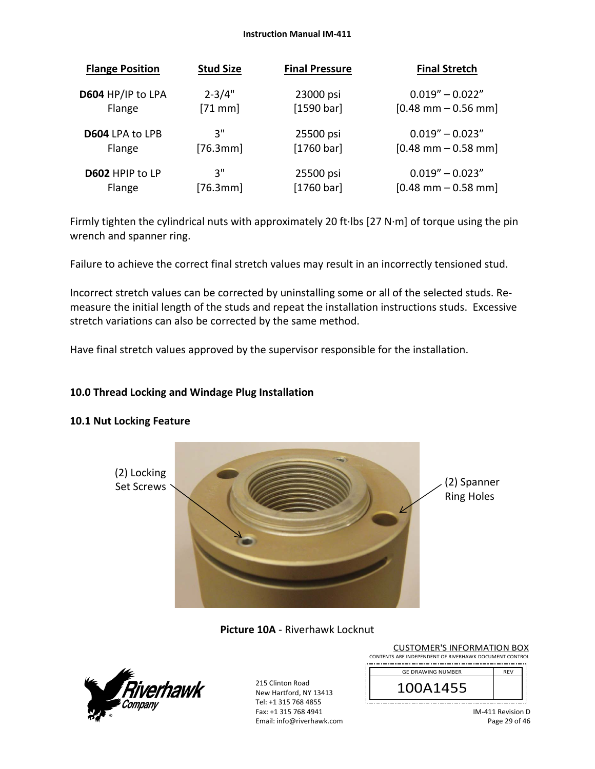| Flange Position | Stud Size | Final Pressure | Final Stretch |
|---|---|---|---|
| **D604** HP/IP to LPA Flange | 2-3/4" [71 mm] | 23000 psi [1590 bar] | 0.019” – 0.022” [0.48 mm – 0.56 mm] |
| **D604** LPA to LPB Flange | 3" [76.3mm] | 25500 psi [1760 bar] | 0.019” – 0.023” [0.48 mm – 0.58 mm] |
| **D602** HPIP to LP Flange | 3" [76.3mm] | 25500 psi [1760 bar] | 0.019” – 0.023” [0.48 mm – 0.58 mm] |

Firmly tighten the cylindrical nuts with approximately 20 ft·lbs [27 N·m] of torque using the pin wrench and spanner ring.

Failure to achieve the correct final stretch values may result in an incorrectly tensioned stud.

Incorrect stretch values can be corrected by uninstalling some or all of the selected studs. Re-measure the initial length of the studs and repeat the installation instructions studs. Excessive stretch variations can also be corrected by the same method.

Have final stretch values approved by the supervisor responsible for the installation.

## 10.0 Thread Locking and Windage Plug Installation

### 10.1 Nut Locking Feature

(2) Locking Set Screws

(2) Spanner Ring Holes

**Picture 10A** - Riverhawk Locknut

CUSTOMER'S INFORMATION BOX
CONTENTS ARE INDEPENDENT OF RIVERHAWK DOCUMENT CONTROL

| GE DRAWING NUMBER | REV |
|---|---|
| 100A1455 | |

215 Clinton Road
New Hartford, NY 13413
Tel: +1 315 768 4855
Fax: +1 315 768 4941
Email: info@riverhawk.com

IM-411 Revision D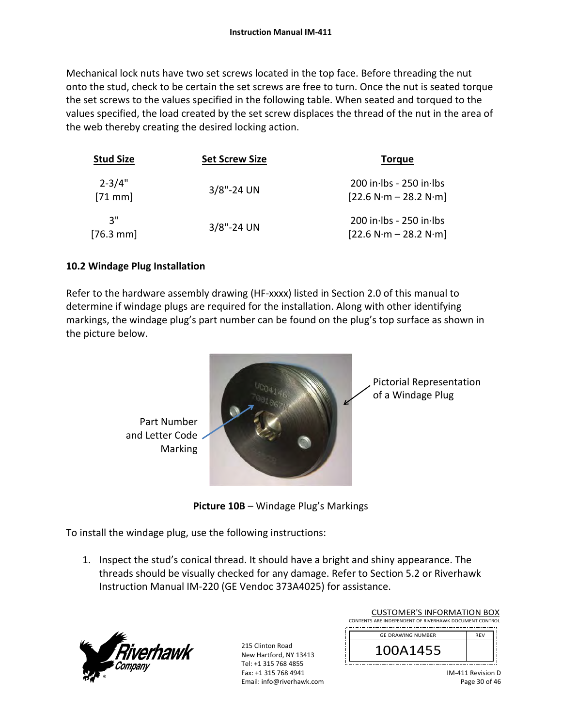Mechanical lock nuts have two set screws located in the top face. Before threading the nut onto the stud, check to be certain the set screws are free to turn. Once the nut is seated torque the set screws to the values specified in the following table. When seated and torqued to the values specified, the load created by the set screw displaces the thread of the nut in the area of the web thereby creating the desired locking action.

| Stud Size | Set Screw Size | Torque |
|---|---|---|
| 2-3/4" [71 mm] | 3/8"-24 UN | 200 in·lbs - 250 in·lbs [22.6 N·m – 28.2 N·m] |
| 3" [76.3 mm] | 3/8"-24 UN | 200 in·lbs - 250 in·lbs [22.6 N·m – 28.2 N·m] |

### 10.2 Windage Plug Installation

Refer to the hardware assembly drawing (HF-xxxx) listed in Section 2.0 of this manual to determine if windage plugs are required for the installation. Along with other identifying markings, the windage plug's part number can be found on the plug's top surface as shown in the picture below.

Part Number and Letter Code Marking

Pictorial Representation of a Windage Plug

**Picture 10B** – Windage Plug's Markings

To install the windage plug, use the following instructions:

1. Inspect the stud's conical thread. It should have a bright and shiny appearance. The threads should be visually checked for any damage. Refer to Section 5.2 or Riverhawk Instruction Manual IM-220 (GE Vendoc 373A4025) for assistance.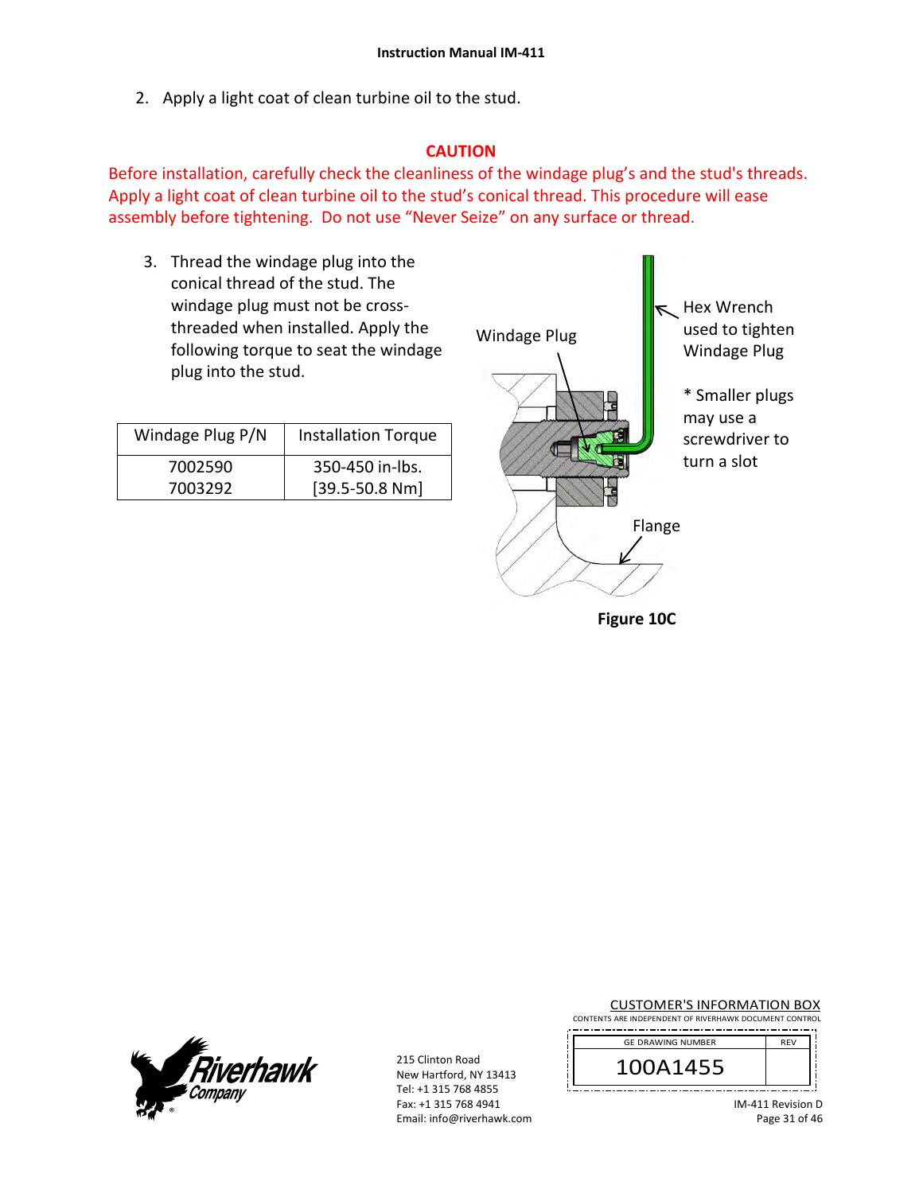2. Apply a light coat of clean turbine oil to the stud.

**CAUTION**

Before installation, carefully check the cleanliness of the windage plug's and the stud's threads. Apply a light coat of clean turbine oil to the stud's conical thread. This procedure will ease assembly before tightening. Do not use "Never Seize" on any surface or thread.

3. Thread the windage plug into the conical thread of the stud. The windage plug must not be cross-threaded when installed. Apply the following torque to seat the windage plug into the stud.

| Windage Plug P/N | Installation Torque |
|---|---|
| 7002590<br>7003292 | 350-450 in-lbs.<br>[39.5-50.8 Nm] |

Windage Plug

Hex Wrench used to tighten Windage Plug

* Smaller plugs may use a screwdriver to turn a slot

Flange

**Figure 10C**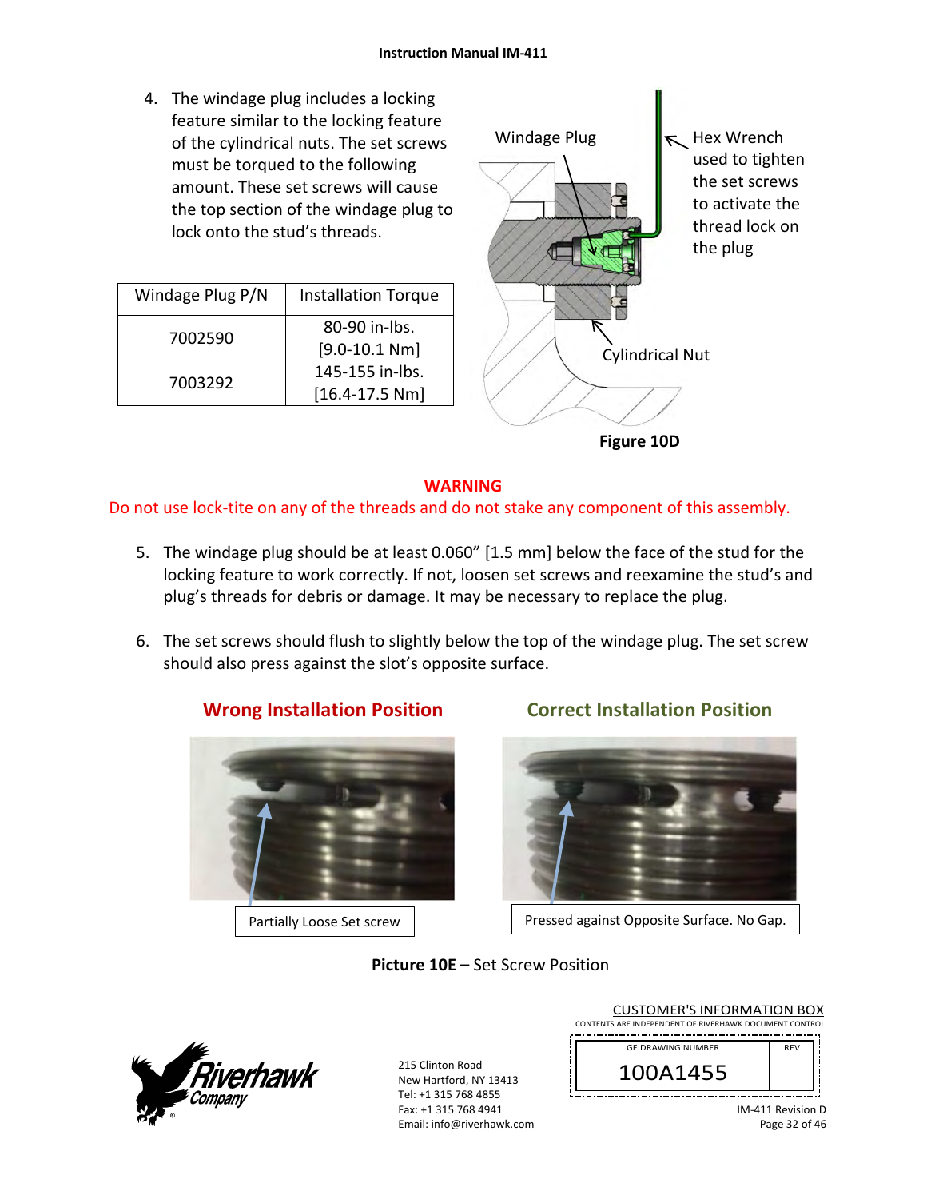4. The windage plug includes a locking feature similar to the locking feature of the cylindrical nuts. The set screws must be torqued to the following amount. These set screws will cause the top section of the windage plug to lock onto the stud's threads.

| Windage Plug P/N | Installation Torque |
|---|---|
| 7002590 | 80-90 in-lbs. [9.0-10.1 Nm] |
| 7003292 | 145-155 in-lbs. [16.4-17.5 Nm] |

Windage Plug

Hex Wrench used to tighten the set screws to activate the thread lock on the plug

Cylindrical Nut

**Figure 10D**

**WARNING**

Do not use lock-tite on any of the threads and do not stake any component of this assembly.

5. The windage plug should be at least 0.060" [1.5 mm] below the face of the stud for the locking feature to work correctly. If not, loosen set screws and reexamine the stud's and plug's threads for debris or damage. It may be necessary to replace the plug.

6. The set screws should flush to slightly below the top of the windage plug. The set screw should also press against the slot's opposite surface.

**Wrong Installation Position**

Partially Loose Set screw

**Correct Installation Position**

Pressed against Opposite Surface. No Gap.

**Picture 10E –** Set Screw Position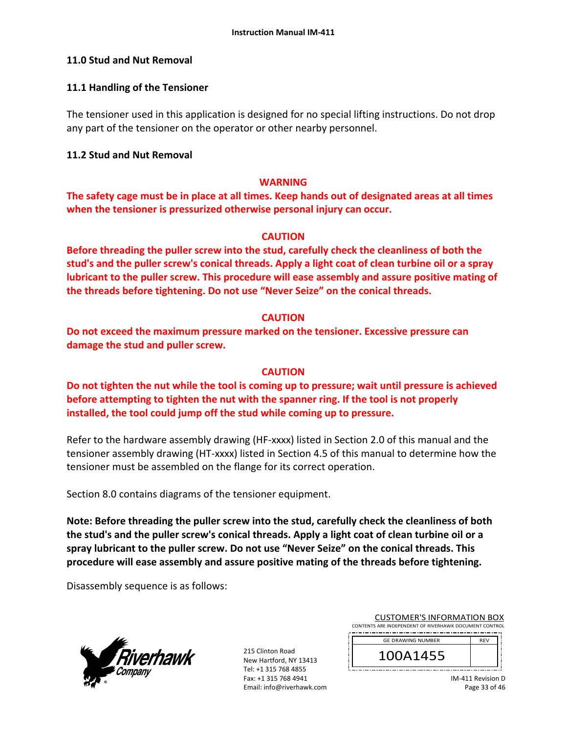## 11.0 Stud and Nut Removal

### 11.1 Handling of the Tensioner

The tensioner used in this application is designed for no special lifting instructions. Do not drop any part of the tensioner on the operator or other nearby personnel.

### 11.2 Stud and Nut Removal

**WARNING**

**The safety cage must be in place at all times. Keep hands out of designated areas at all times when the tensioner is pressurized otherwise personal injury can occur.**

**CAUTION**

**Before threading the puller screw into the stud, carefully check the cleanliness of both the stud's and the puller screw's conical threads. Apply a light coat of clean turbine oil or a spray lubricant to the puller screw. This procedure will ease assembly and assure positive mating of the threads before tightening. Do not use "Never Seize" on the conical threads.**

**CAUTION**

**Do not exceed the maximum pressure marked on the tensioner. Excessive pressure can damage the stud and puller screw.**

**CAUTION**

**Do not tighten the nut while the tool is coming up to pressure; wait until pressure is achieved before attempting to tighten the nut with the spanner ring. If the tool is not properly installed, the tool could jump off the stud while coming up to pressure.**

Refer to the hardware assembly drawing (HF-xxxx) listed in Section 2.0 of this manual and the tensioner assembly drawing (HT-xxxx) listed in Section 4.5 of this manual to determine how the tensioner must be assembled on the flange for its correct operation.

Section 8.0 contains diagrams of the tensioner equipment.

**Note: Before threading the puller screw into the stud, carefully check the cleanliness of both the stud's and the puller screw's conical threads. Apply a light coat of clean turbine oil or a spray lubricant to the puller screw. Do not use "Never Seize" on the conical threads. This procedure will ease assembly and assure positive mating of the threads before tightening.**

Disassembly sequence is as follows:

215 Clinton Road
New Hartford, NY 13413
Tel: +1 315 768 4855
Fax: +1 315 768 4941
Email: info@riverhawk.com

CUSTOMER'S INFORMATION BOX
CONTENTS ARE INDEPENDENT OF RIVERHAWK DOCUMENT CONTROL

| GE DRAWING NUMBER | REV |
|---|---|
| 100A1455 | |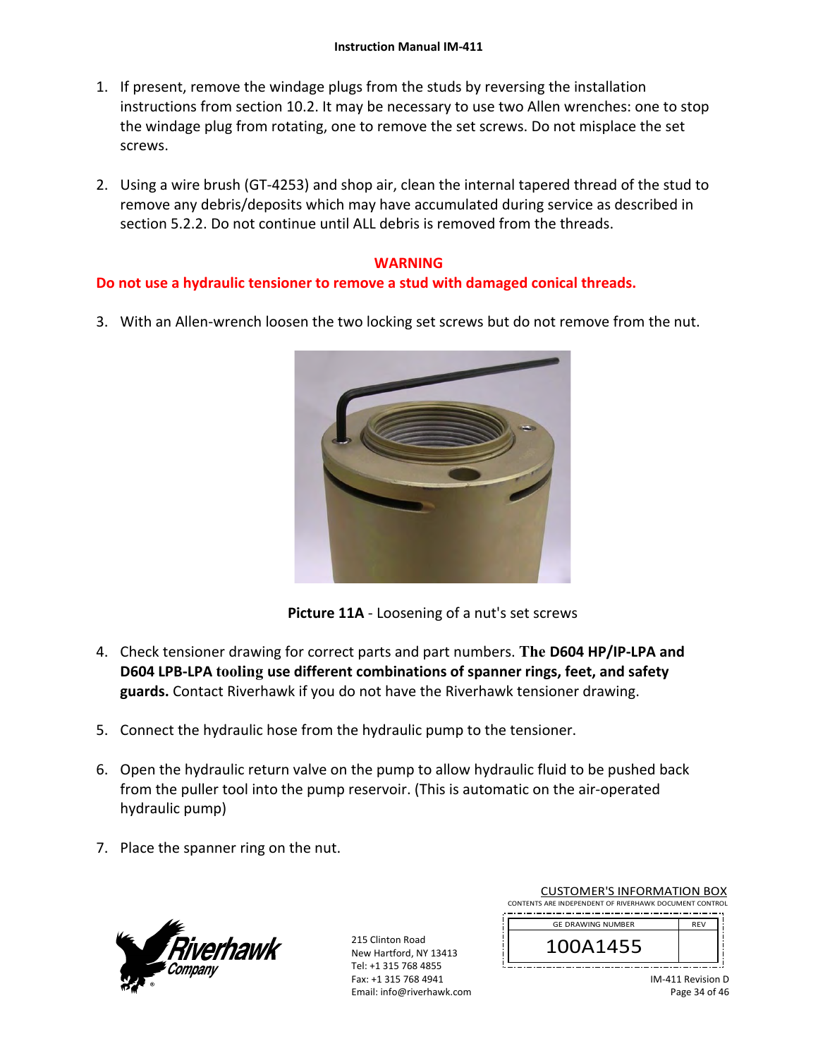1. If present, remove the windage plugs from the studs by reversing the installation instructions from section 10.2. It may be necessary to use two Allen wrenches: one to stop the windage plug from rotating, one to remove the set screws. Do not misplace the set screws.

2. Using a wire brush (GT-4253) and shop air, clean the internal tapered thread of the stud to remove any debris/deposits which may have accumulated during service as described in section 5.2.2. Do not continue until ALL debris is removed from the threads.

**WARNING**

**Do not use a hydraulic tensioner to remove a stud with damaged conical threads.**

3. With an Allen-wrench loosen the two locking set screws but do not remove from the nut.

**Picture 11A** - Loosening of a nut's set screws

4. Check tensioner drawing for correct parts and part numbers. **The D604 HP/IP-LPA and D604 LPB-LPA tooling use different combinations of spanner rings, feet, and safety guards.** Contact Riverhawk if you do not have the Riverhawk tensioner drawing.

5. Connect the hydraulic hose from the hydraulic pump to the tensioner.

6. Open the hydraulic return valve on the pump to allow hydraulic fluid to be pushed back from the puller tool into the pump reservoir. (This is automatic on the air-operated hydraulic pump)

7. Place the spanner ring on the nut.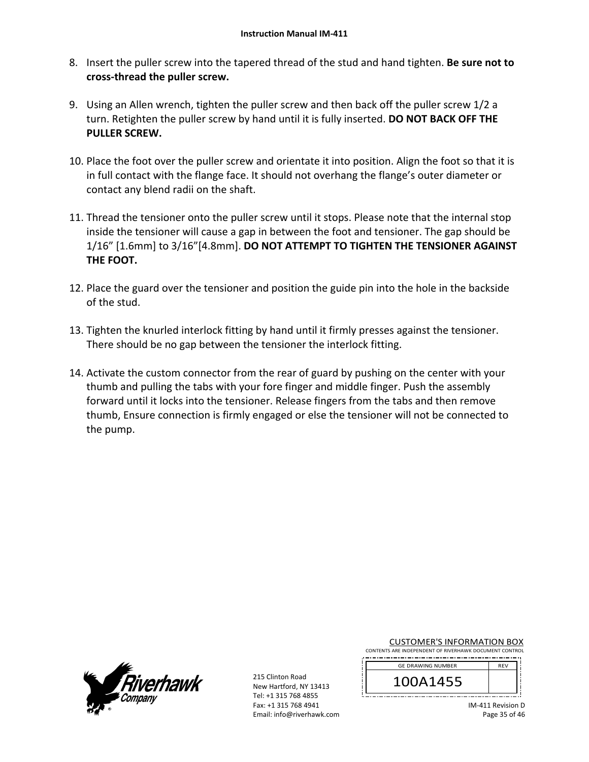8. Insert the puller screw into the tapered thread of the stud and hand tighten. **Be sure not to cross-thread the puller screw.**

9. Using an Allen wrench, tighten the puller screw and then back off the puller screw 1/2 a turn. Retighten the puller screw by hand until it is fully inserted. **DO NOT BACK OFF THE PULLER SCREW.**

10. Place the foot over the puller screw and orientate it into position. Align the foot so that it is in full contact with the flange face. It should not overhang the flange's outer diameter or contact any blend radii on the shaft.

11. Thread the tensioner onto the puller screw until it stops. Please note that the internal stop inside the tensioner will cause a gap in between the foot and tensioner. The gap should be 1/16" [1.6mm] to 3/16"[4.8mm]. **DO NOT ATTEMPT TO TIGHTEN THE TENSIONER AGAINST THE FOOT.**

12. Place the guard over the tensioner and position the guide pin into the hole in the backside of the stud.

13. Tighten the knurled interlock fitting by hand until it firmly presses against the tensioner. There should be no gap between the tensioner the interlock fitting.

14. Activate the custom connector from the rear of guard by pushing on the center with your thumb and pulling the tabs with your fore finger and middle finger. Push the assembly forward until it locks into the tensioner. Release fingers from the tabs and then remove thumb, Ensure connection is firmly engaged or else the tensioner will not be connected to the pump.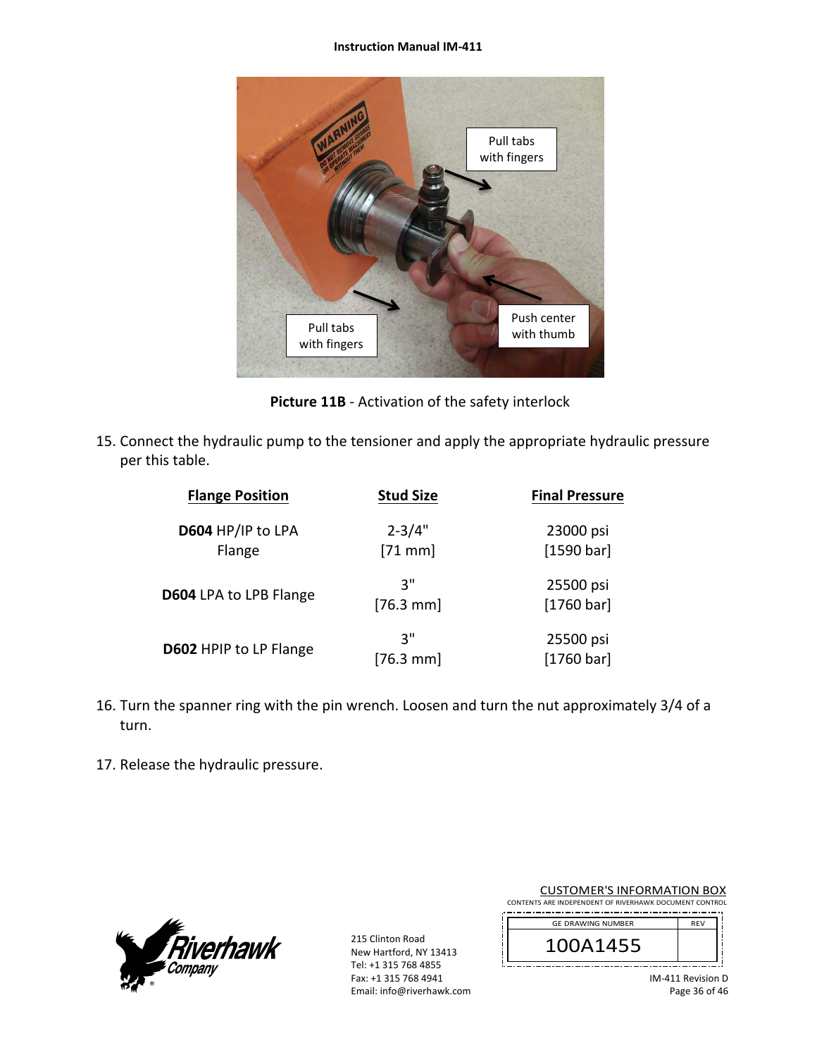**Picture 11B** - Activation of the safety interlock

15. Connect the hydraulic pump to the tensioner and apply the appropriate hydraulic pressure per this table.

| Flange Position | Stud Size | Final Pressure |
|---|---|---|
| **D604** HP/IP to LPA Flange | 2-3/4" [71 mm] | 23000 psi [1590 bar] |
| **D604** LPA to LPB Flange | 3" [76.3 mm] | 25500 psi [1760 bar] |
| **D602** HPIP to LP Flange | 3" [76.3 mm] | 25500 psi [1760 bar] |

16. Turn the spanner ring with the pin wrench. Loosen and turn the nut approximately 3/4 of a turn.

17. Release the hydraulic pressure.

215 Clinton Road
New Hartford, NY 13413
Tel: +1 315 768 4855
Fax: +1 315 768 4941
Email: info@riverhawk.com

CUSTOMER'S INFORMATION BOX
CONTENTS ARE INDEPENDENT OF RIVERHAWK DOCUMENT CONTROL

| GE DRAWING NUMBER | REV |
|---|---|
| 100A1455 | |

IM-411 Revision D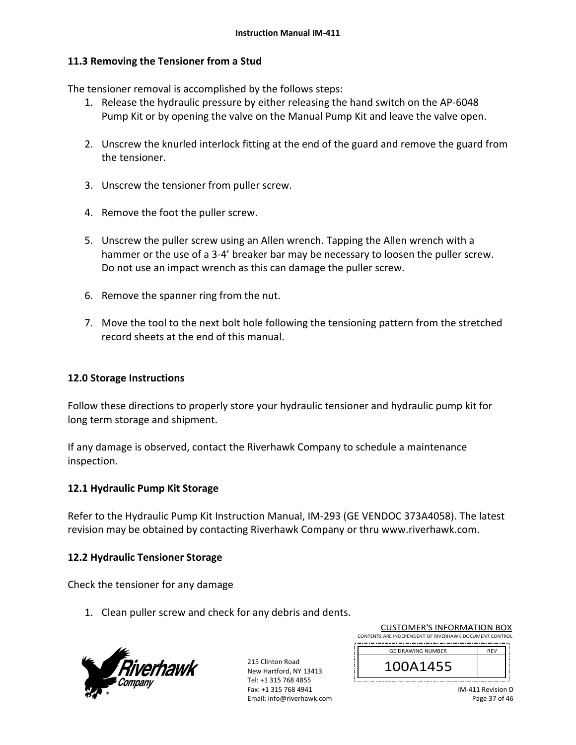## 11.3 Removing the Tensioner from a Stud

The tensioner removal is accomplished by the follows steps:

1. Release the hydraulic pressure by either releasing the hand switch on the AP-6048 Pump Kit or by opening the valve on the Manual Pump Kit and leave the valve open.

2. Unscrew the knurled interlock fitting at the end of the guard and remove the guard from the tensioner.

3. Unscrew the tensioner from puller screw.

4. Remove the foot the puller screw.

5. Unscrew the puller screw using an Allen wrench. Tapping the Allen wrench with a hammer or the use of a 3-4' breaker bar may be necessary to loosen the puller screw. Do not use an impact wrench as this can damage the puller screw.

6. Remove the spanner ring from the nut.

7. Move the tool to the next bolt hole following the tensioning pattern from the stretched record sheets at the end of this manual.

## 12.0 Storage Instructions

Follow these directions to properly store your hydraulic tensioner and hydraulic pump kit for long term storage and shipment.

If any damage is observed, contact the Riverhawk Company to schedule a maintenance inspection.

### 12.1 Hydraulic Pump Kit Storage

Refer to the Hydraulic Pump Kit Instruction Manual, IM-293 (GE VENDOC 373A4058). The latest revision may be obtained by contacting Riverhawk Company or thru www.riverhawk.com.

### 12.2 Hydraulic Tensioner Storage

Check the tensioner for any damage

1. Clean puller screw and check for any debris and dents.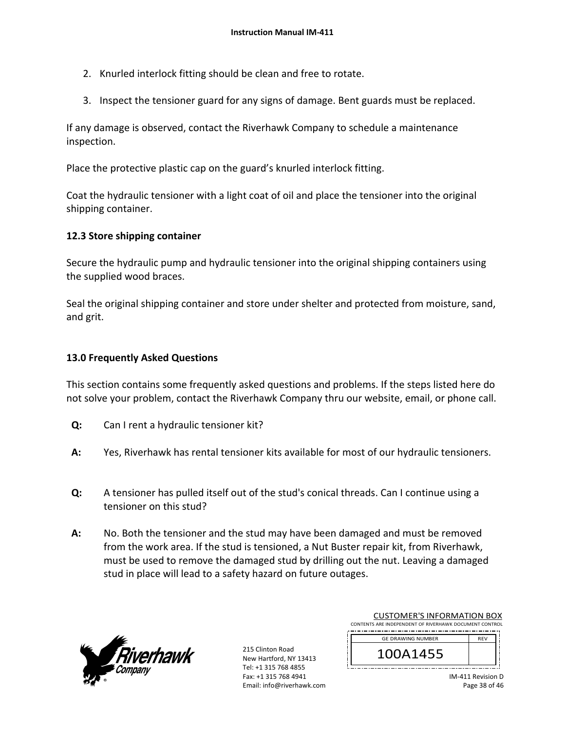2. Knurled interlock fitting should be clean and free to rotate.

3. Inspect the tensioner guard for any signs of damage. Bent guards must be replaced.

If any damage is observed, contact the Riverhawk Company to schedule a maintenance inspection.

Place the protective plastic cap on the guard's knurled interlock fitting.

Coat the hydraulic tensioner with a light coat of oil and place the tensioner into the original shipping container.

### 12.3 Store shipping container

Secure the hydraulic pump and hydraulic tensioner into the original shipping containers using the supplied wood braces.

Seal the original shipping container and store under shelter and protected from moisture, sand, and grit.

## 13.0 Frequently Asked Questions

This section contains some frequently asked questions and problems. If the steps listed here do not solve your problem, contact the Riverhawk Company thru our website, email, or phone call.

**Q:** Can I rent a hydraulic tensioner kit?

**A:** Yes, Riverhawk has rental tensioner kits available for most of our hydraulic tensioners.

**Q:** A tensioner has pulled itself out of the stud's conical threads. Can I continue using a tensioner on this stud?

**A:** No. Both the tensioner and the stud may have been damaged and must be removed from the work area. If the stud is tensioned, a Nut Buster repair kit, from Riverhawk, must be used to remove the damaged stud by drilling out the nut. Leaving a damaged stud in place will lead to a safety hazard on future outages.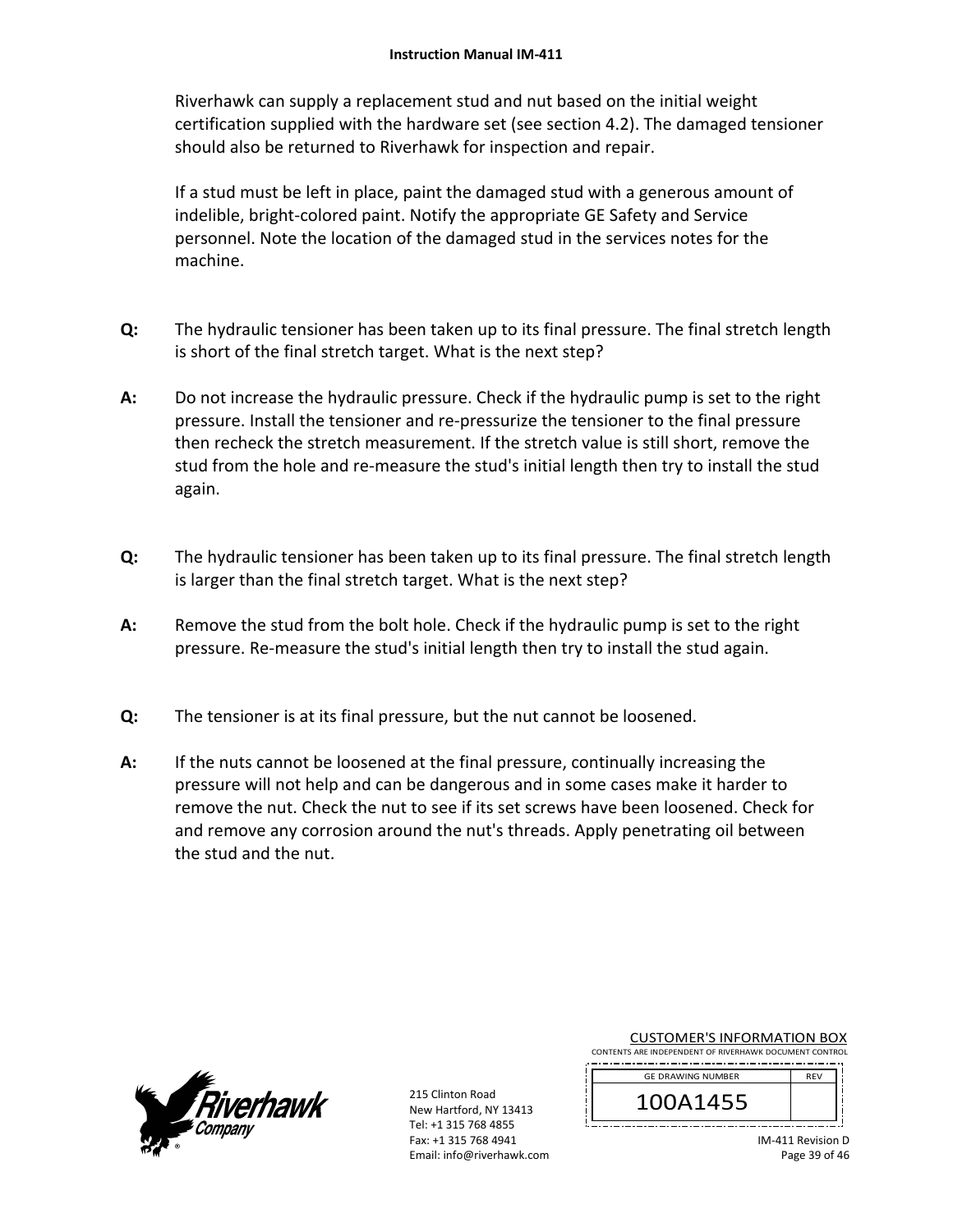Riverhawk can supply a replacement stud and nut based on the initial weight certification supplied with the hardware set (see section 4.2). The damaged tensioner should also be returned to Riverhawk for inspection and repair.

If a stud must be left in place, paint the damaged stud with a generous amount of indelible, bright-colored paint. Notify the appropriate GE Safety and Service personnel. Note the location of the damaged stud in the services notes for the machine.

**Q:** The hydraulic tensioner has been taken up to its final pressure. The final stretch length is short of the final stretch target. What is the next step?

**A:** Do not increase the hydraulic pressure. Check if the hydraulic pump is set to the right pressure. Install the tensioner and re-pressurize the tensioner to the final pressure then recheck the stretch measurement. If the stretch value is still short, remove the stud from the hole and re-measure the stud's initial length then try to install the stud again.

**Q:** The hydraulic tensioner has been taken up to its final pressure. The final stretch length is larger than the final stretch target. What is the next step?

**A:** Remove the stud from the bolt hole. Check if the hydraulic pump is set to the right pressure. Re-measure the stud's initial length then try to install the stud again.

**Q:** The tensioner is at its final pressure, but the nut cannot be loosened.

**A:** If the nuts cannot be loosened at the final pressure, continually increasing the pressure will not help and can be dangerous and in some cases make it harder to remove the nut. Check the nut to see if its set screws have been loosened. Check for and remove any corrosion around the nut's threads. Apply penetrating oil between the stud and the nut.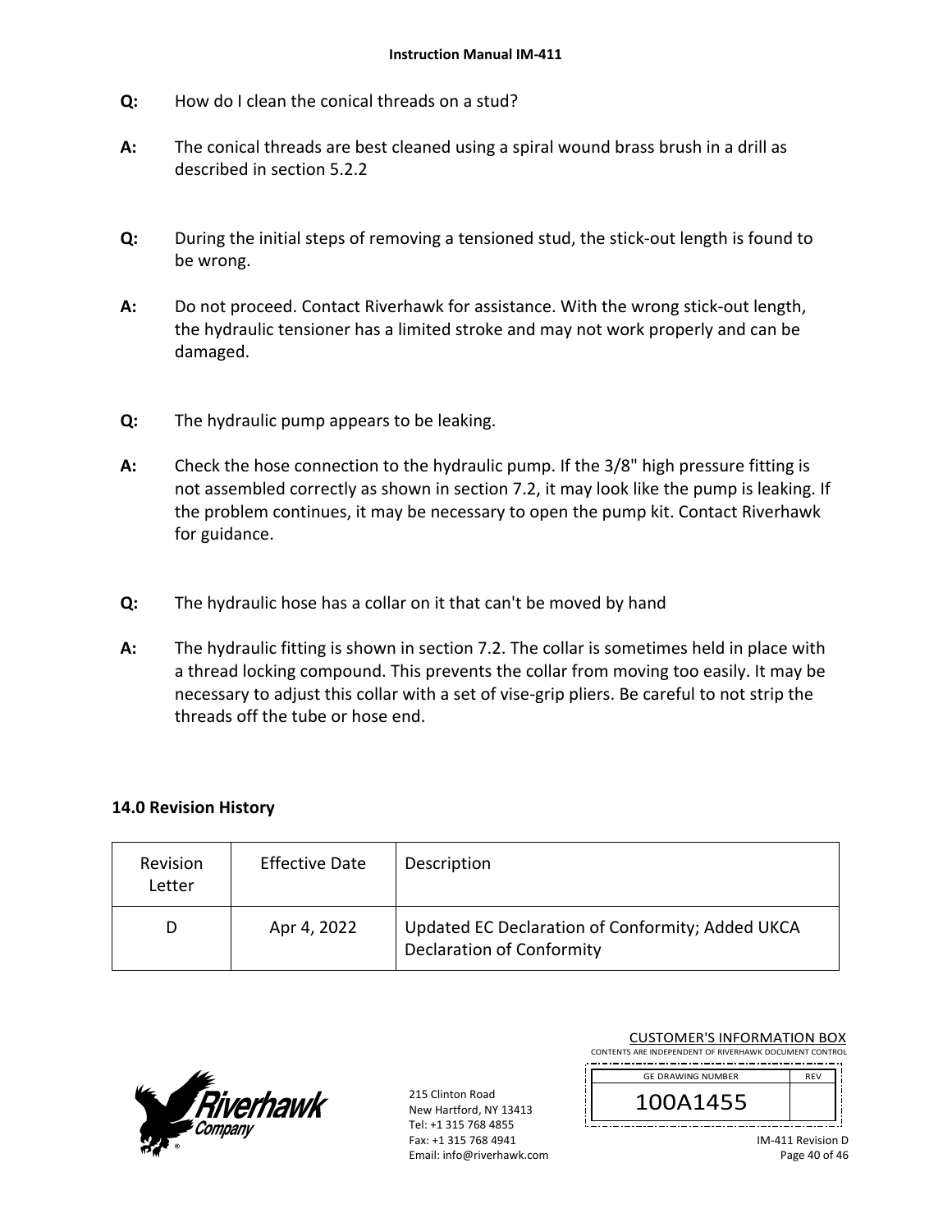**Q:** How do I clean the conical threads on a stud?

**A:** The conical threads are best cleaned using a spiral wound brass brush in a drill as described in section 5.2.2

**Q:** During the initial steps of removing a tensioned stud, the stick-out length is found to be wrong.

**A:** Do not proceed. Contact Riverhawk for assistance. With the wrong stick-out length, the hydraulic tensioner has a limited stroke and may not work properly and can be damaged.

**Q:** The hydraulic pump appears to be leaking.

**A:** Check the hose connection to the hydraulic pump. If the 3/8" high pressure fitting is not assembled correctly as shown in section 7.2, it may look like the pump is leaking. If the problem continues, it may be necessary to open the pump kit. Contact Riverhawk for guidance.

**Q:** The hydraulic hose has a collar on it that can't be moved by hand

**A:** The hydraulic fitting is shown in section 7.2. The collar is sometimes held in place with a thread locking compound. This prevents the collar from moving too easily. It may be necessary to adjust this collar with a set of vise-grip pliers. Be careful to not strip the threads off the tube or hose end.

## 14.0 Revision History

| Revision Letter | Effective Date | Description |
|---|---|---|
| D | Apr 4, 2022 | Updated EC Declaration of Conformity; Added UKCA Declaration of Conformity |

215 Clinton Road
New Hartford, NY 13413
Tel: +1 315 768 4855
Fax: +1 315 768 4941
Email: info@riverhawk.com

CUSTOMER'S INFORMATION BOX
CONTENTS ARE INDEPENDENT OF RIVERHAWK DOCUMENT CONTROL

| GE DRAWING NUMBER | REV |
|---|---|
| 100A1455 | |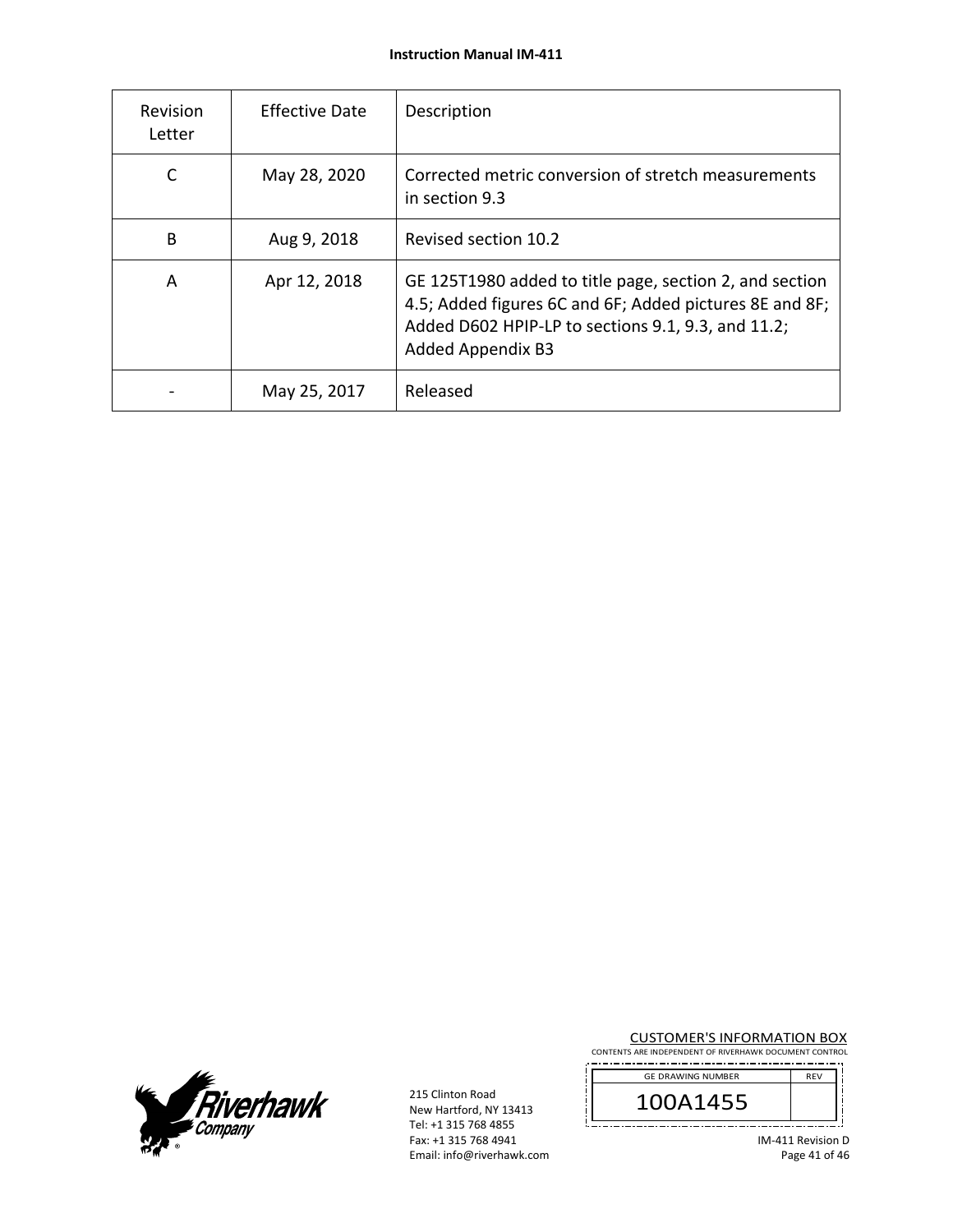| Revision Letter | Effective Date | Description |
|---|---|---|
| C | May 28, 2020 | Corrected metric conversion of stretch measurements in section 9.3 |
| B | Aug 9, 2018 | Revised section 10.2 |
| A | Apr 12, 2018 | GE 125T1980 added to title page, section 2, and section 4.5; Added figures 6C and 6F; Added pictures 8E and 8F; Added D602 HPIP-LP to sections 9.1, 9.3, and 11.2; Added Appendix B3 |
| - | May 25, 2017 | Released |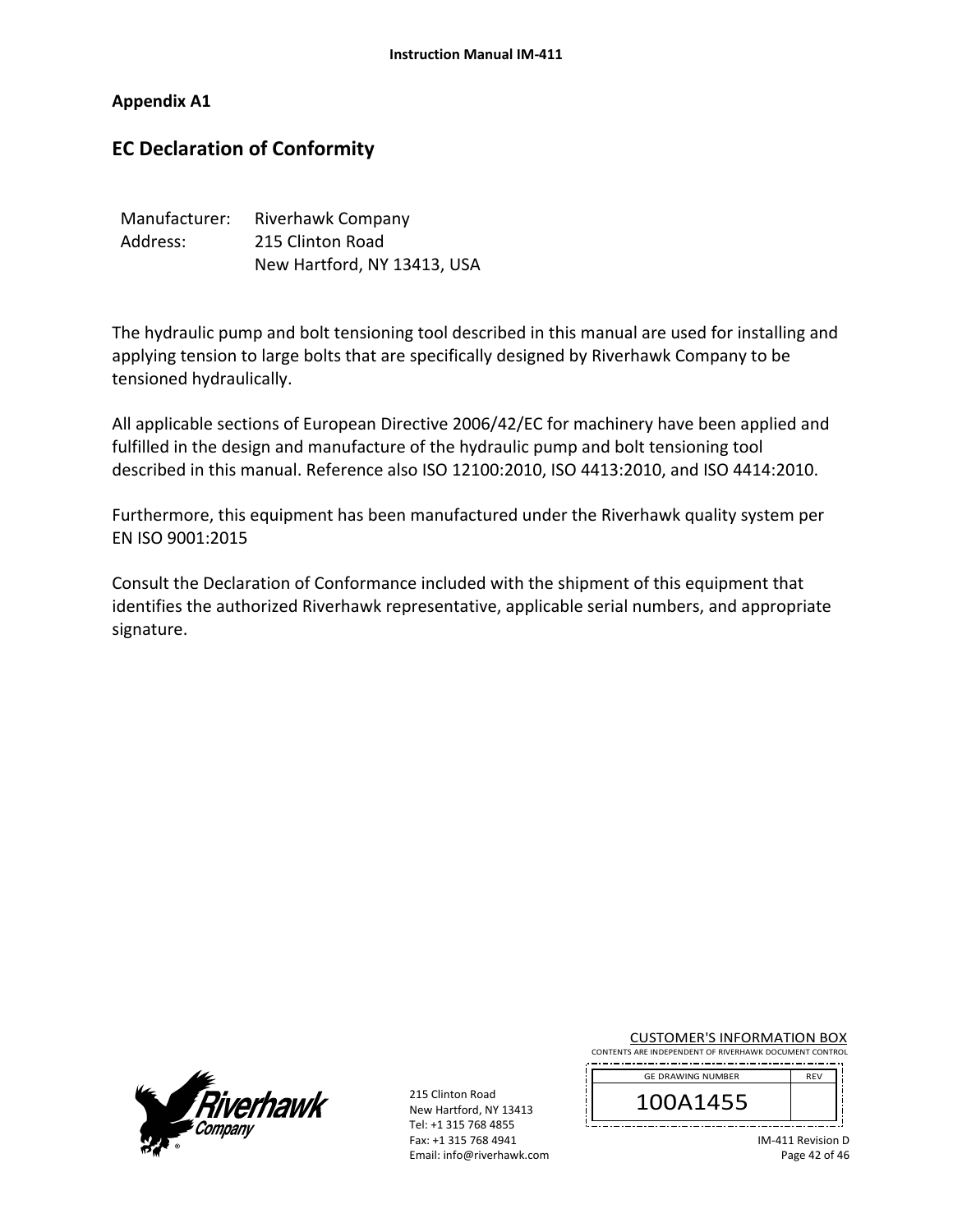## Appendix A1

# EC Declaration of Conformity

Manufacturer: Riverhawk Company
Address: 215 Clinton Road
New Hartford, NY 13413, USA

The hydraulic pump and bolt tensioning tool described in this manual are used for installing and applying tension to large bolts that are specifically designed by Riverhawk Company to be tensioned hydraulically.

All applicable sections of European Directive 2006/42/EC for machinery have been applied and fulfilled in the design and manufacture of the hydraulic pump and bolt tensioning tool described in this manual. Reference also ISO 12100:2010, ISO 4413:2010, and ISO 4414:2010.

Furthermore, this equipment has been manufactured under the Riverhawk quality system per EN ISO 9001:2015

Consult the Declaration of Conformance included with the shipment of this equipment that identifies the authorized Riverhawk representative, applicable serial numbers, and appropriate signature.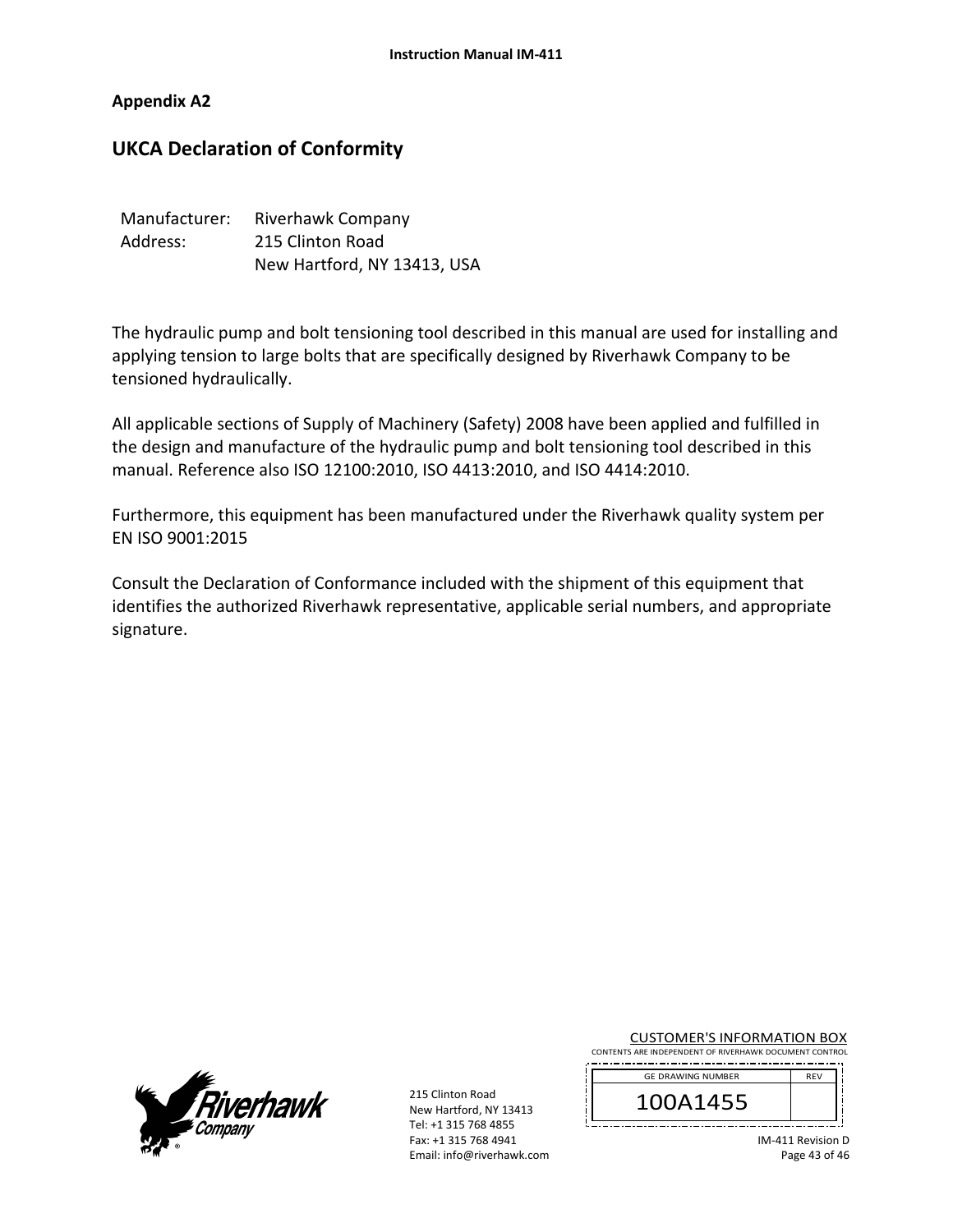**Appendix A2**

## UKCA Declaration of Conformity

Manufacturer: Riverhawk Company
Address: 215 Clinton Road
New Hartford, NY 13413, USA

The hydraulic pump and bolt tensioning tool described in this manual are used for installing and applying tension to large bolts that are specifically designed by Riverhawk Company to be tensioned hydraulically.

All applicable sections of Supply of Machinery (Safety) 2008 have been applied and fulfilled in the design and manufacture of the hydraulic pump and bolt tensioning tool described in this manual. Reference also ISO 12100:2010, ISO 4413:2010, and ISO 4414:2010.

Furthermore, this equipment has been manufactured under the Riverhawk quality system per EN ISO 9001:2015

Consult the Declaration of Conformance included with the shipment of this equipment that identifies the authorized Riverhawk representative, applicable serial numbers, and appropriate signature.

215 Clinton Road
New Hartford, NY 13413
Tel: +1 315 768 4855
Fax: +1 315 768 4941
Email: info@riverhawk.com

CUSTOMER'S INFORMATION BOX
CONTENTS ARE INDEPENDENT OF RIVERHAWK DOCUMENT CONTROL

| GE DRAWING NUMBER | REV |
|---|---|
| 100A1455 | |

IM-411 Revision D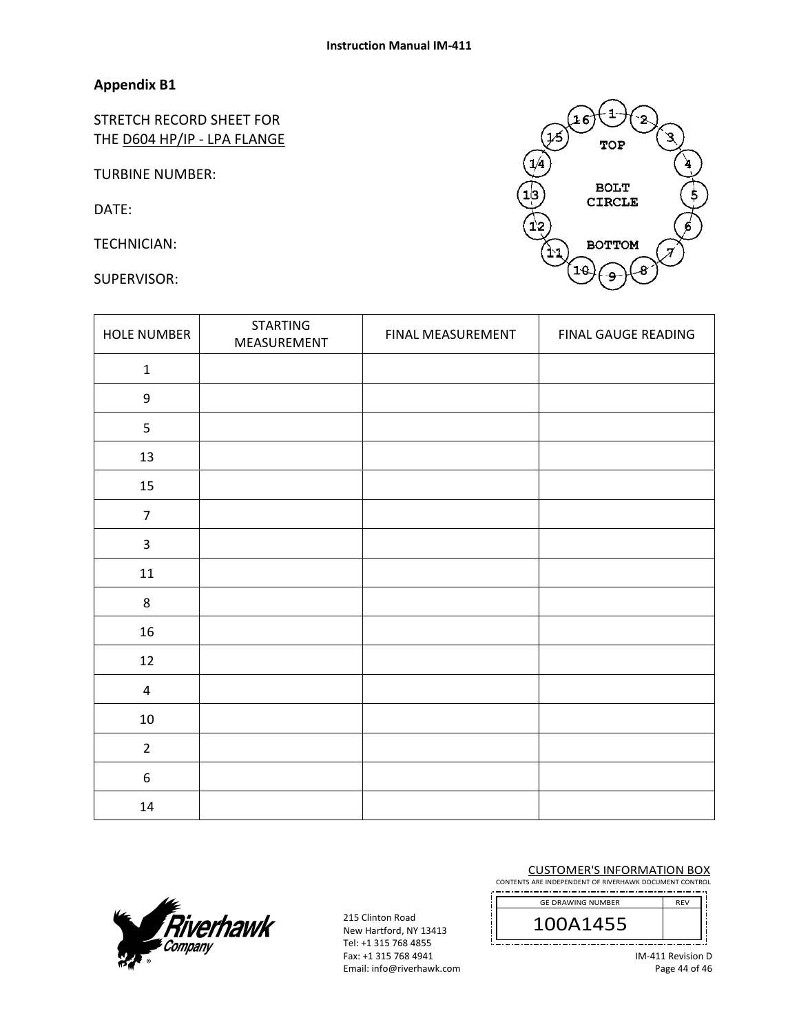## Appendix B1

STRETCH RECORD SHEET FOR THE D604 HP/IP - LPA FLANGE

TURBINE NUMBER:

DATE:

TECHNICIAN:

SUPERVISOR:

| HOLE NUMBER | STARTING MEASUREMENT | FINAL MEASUREMENT | FINAL GAUGE READING |
|---|---|---|---|
| 1 | | | |
| 9 | | | |
| 5 | | | |
| 13 | | | |
| 15 | | | |
| 7 | | | |
| 3 | | | |
| 11 | | | |
| 8 | | | |
| 16 | | | |
| 12 | | | |
| 4 | | | |
| 10 | | | |
| 2 | | | |
| 6 | | | |
| 14 | | | |

215 Clinton Road
New Hartford, NY 13413
Tel: +1 315 768 4855
Fax: +1 315 768 4941
Email: info@riverhawk.com

CUSTOMER'S INFORMATION BOX
CONTENTS ARE INDEPENDENT OF RIVERHAWK DOCUMENT CONTROL

| GE DRAWING NUMBER | REV |
|---|---|
| 100A1455 | |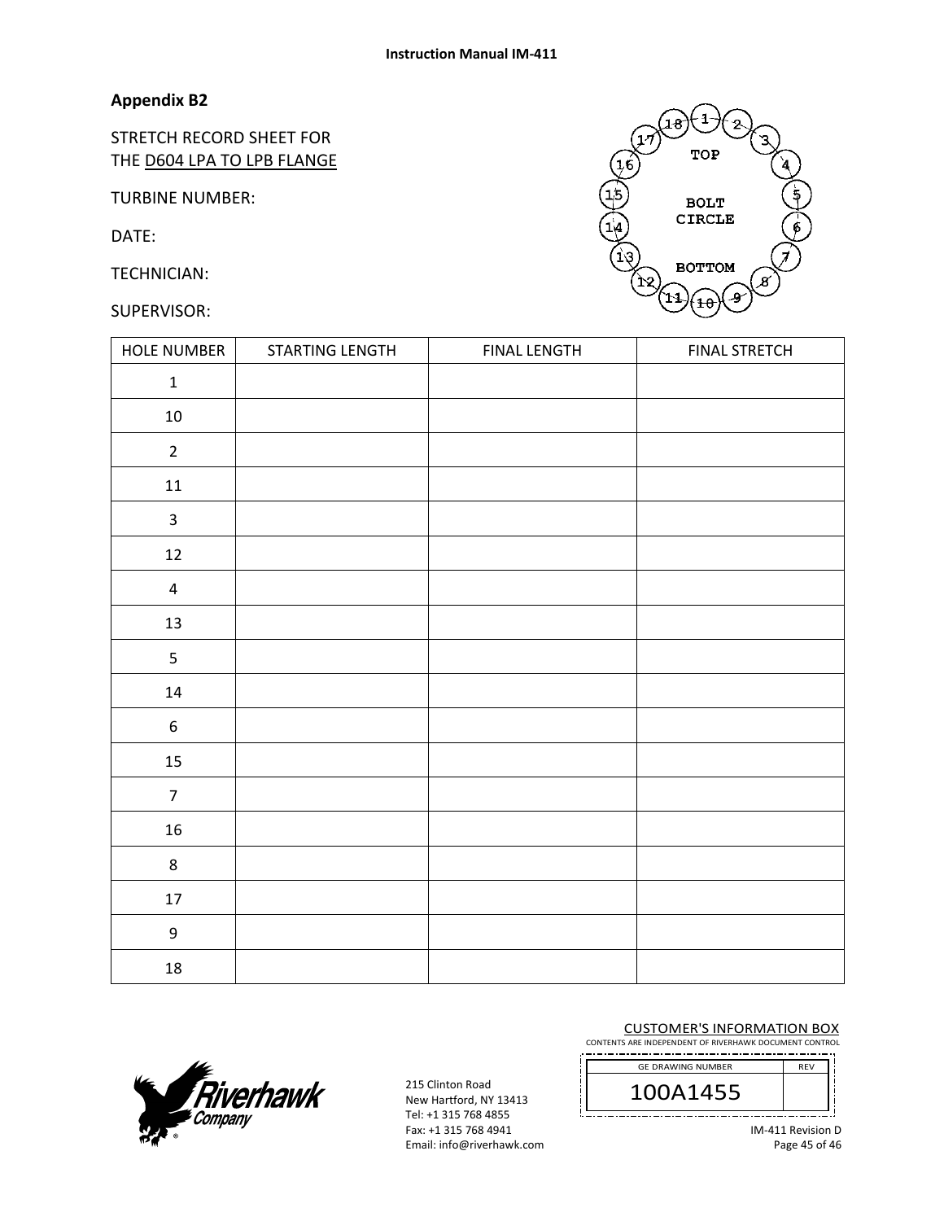## Appendix B2

STRETCH RECORD SHEET FOR
THE D604 LPA TO LPB FLANGE

TURBINE NUMBER:

DATE:

TECHNICIAN:

SUPERVISOR:

| HOLE NUMBER | STARTING LENGTH | FINAL LENGTH | FINAL STRETCH |
|---|---|---|---|
| 1 | | | |
| 10 | | | |
| 2 | | | |
| 11 | | | |
| 3 | | | |
| 12 | | | |
| 4 | | | |
| 13 | | | |
| 5 | | | |
| 14 | | | |
| 6 | | | |
| 15 | | | |
| 7 | | | |
| 16 | | | |
| 8 | | | |
| 17 | | | |
| 9 | | | |
| 18 | | | |

215 Clinton Road
New Hartford, NY 13413
Tel: +1 315 768 4855
Fax: +1 315 768 4941
Email: info@riverhawk.com

CUSTOMER'S INFORMATION BOX
CONTENTS ARE INDEPENDENT OF RIVERHAWK DOCUMENT CONTROL

| GE DRAWING NUMBER | REV |
|---|---|
| 100A1455 | |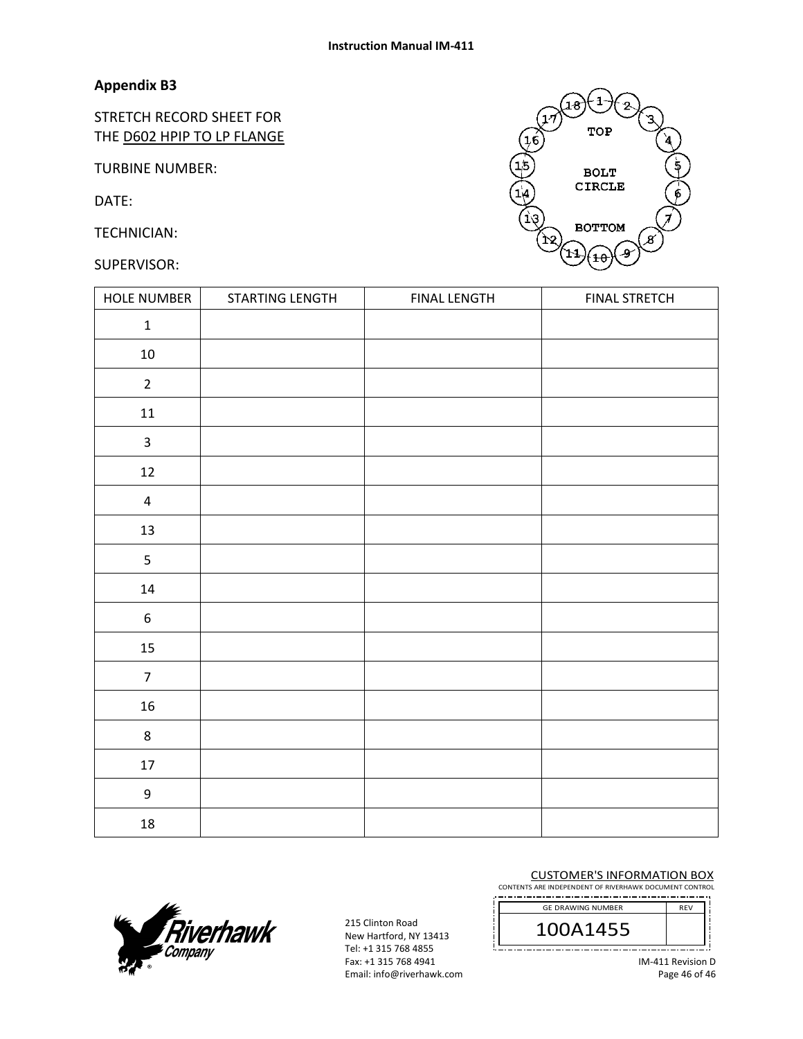## Appendix B3

STRETCH RECORD SHEET FOR THE D602 HPIP TO LP FLANGE

TURBINE NUMBER:

DATE:

TECHNICIAN:

SUPERVISOR:

TOP

BOLT CIRCLE

BOTTOM

1 2 3 4 5 6 7 8 9 10 11 12 13 14 15 16 17 18

| HOLE NUMBER | STARTING LENGTH | FINAL LENGTH | FINAL STRETCH |
|---|---|---|---|
| 1 | | | |
| 10 | | | |
| 2 | | | |
| 11 | | | |
| 3 | | | |
| 12 | | | |
| 4 | | | |
| 13 | | | |
| 5 | | | |
| 14 | | | |
| 6 | | | |
| 15 | | | |
| 7 | | | |
| 16 | | | |
| 8 | | | |
| 17 | | | |
| 9 | | | |
| 18 | | | |

215 Clinton Road
New Hartford, NY 13413
Tel: +1 315 768 4855
Fax: +1 315 768 4941
Email: info@riverhawk.com

CUSTOMER'S INFORMATION BOX
CONTENTS ARE INDEPENDENT OF RIVERHAWK DOCUMENT CONTROL

| GE DRAWING NUMBER | REV |
|---|---|
| 100A1455 | |

IM-411 Revision D